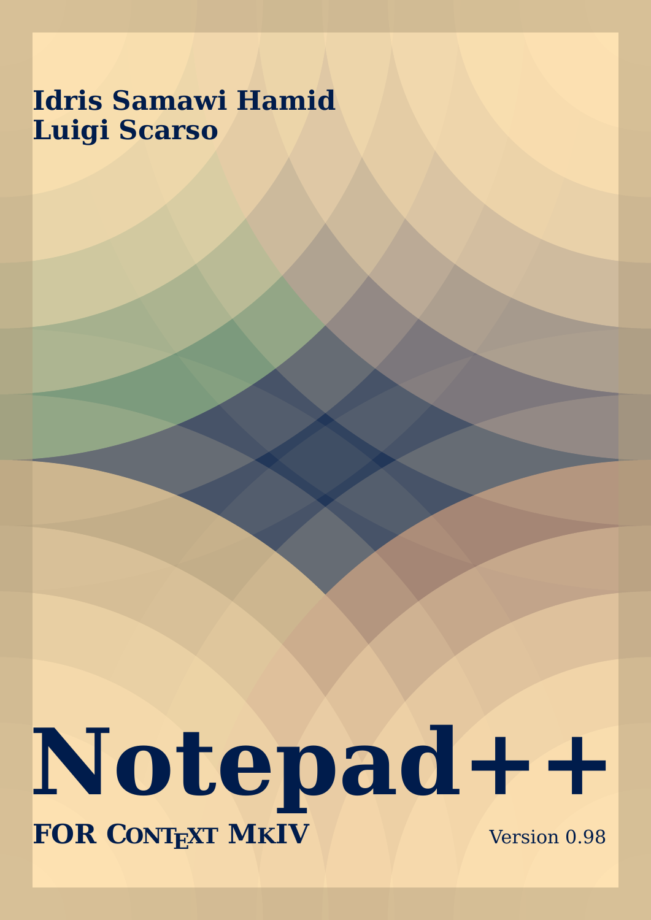**Idris Samawi Hamid**
**Luigi Scarso**

# Notepad++

**FOR ConTeXt MkIV**

Version 0.98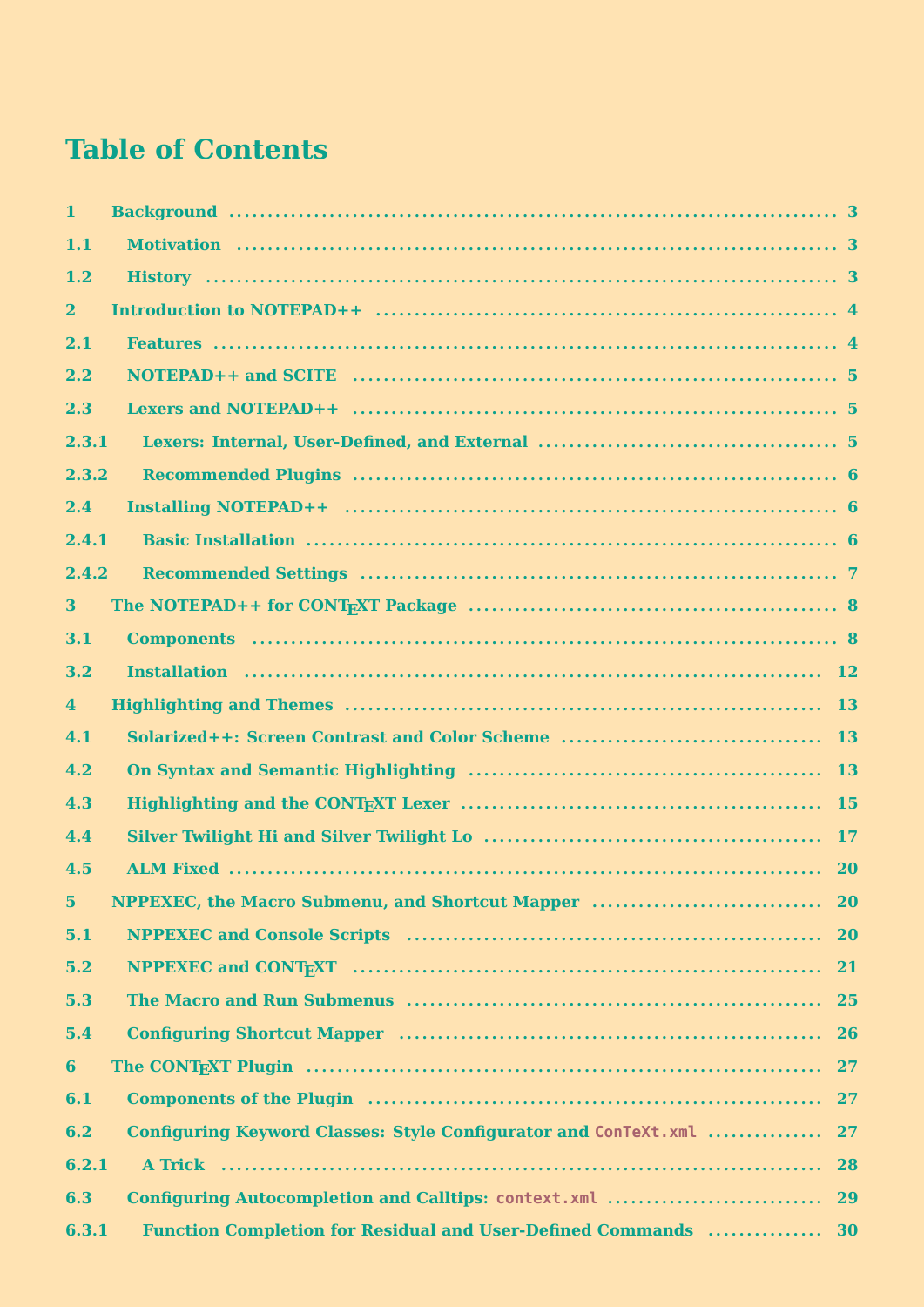# Table of Contents

1 Background ..... 3
1.1 Motivation ..... 3
1.2 History ..... 3
2 Introduction to NOTEPAD++ ..... 4
2.1 Features ..... 4
2.2 NOTEPAD++ and SCITE ..... 5
2.3 Lexers and NOTEPAD++ ..... 5
2.3.1 Lexers: Internal, User-Defined, and External ..... 5
2.3.2 Recommended Plugins ..... 6
2.4 Installing NOTEPAD++ ..... 6
2.4.1 Basic Installation ..... 6
2.4.2 Recommended Settings ..... 7
3 The NOTEPAD++ for CONTEXT Package ..... 8
3.1 Components ..... 8
3.2 Installation ..... 12
4 Highlighting and Themes ..... 13
4.1 Solarized++: Screen Contrast and Color Scheme ..... 13
4.2 On Syntax and Semantic Highlighting ..... 13
4.3 Highlighting and the CONTEXT Lexer ..... 15
4.4 Silver Twilight Hi and Silver Twilight Lo ..... 17
4.5 ALM Fixed ..... 20
5 NPPEXEC, the Macro Submenu, and Shortcut Mapper ..... 20
5.1 NPPEXEC and Console Scripts ..... 20
5.2 NPPEXEC and CONTEXT ..... 21
5.3 The Macro and Run Submenus ..... 25
5.4 Configuring Shortcut Mapper ..... 26
6 The CONTEXT Plugin ..... 27
6.1 Components of the Plugin ..... 27
6.2 Configuring Keyword Classes: Style Configurator and `ConTeXt.xml` ..... 27
6.2.1 A Trick ..... 28
6.3 Configuring Autocompletion and Calltips: `context.xml` ..... 29
6.3.1 Function Completion for Residual and User-Defined Commands ..... 30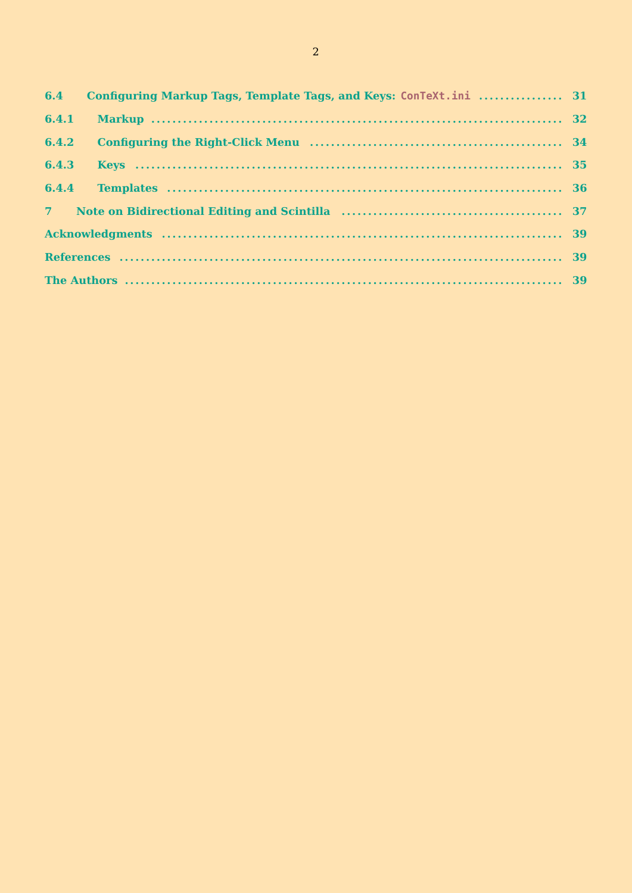- 6.4 Configuring Markup Tags, Template Tags, and Keys: `ConTeXt.ini` ..... 31
  - 6.4.1 Markup ..... 32
  - 6.4.2 Configuring the Right-Click Menu ..... 34
  - 6.4.3 Keys ..... 35
  - 6.4.4 Templates ..... 36
- 7 Note on Bidirectional Editing and Scintilla ..... 37
- Acknowledgments ..... 39
- References ..... 39
- The Authors ..... 39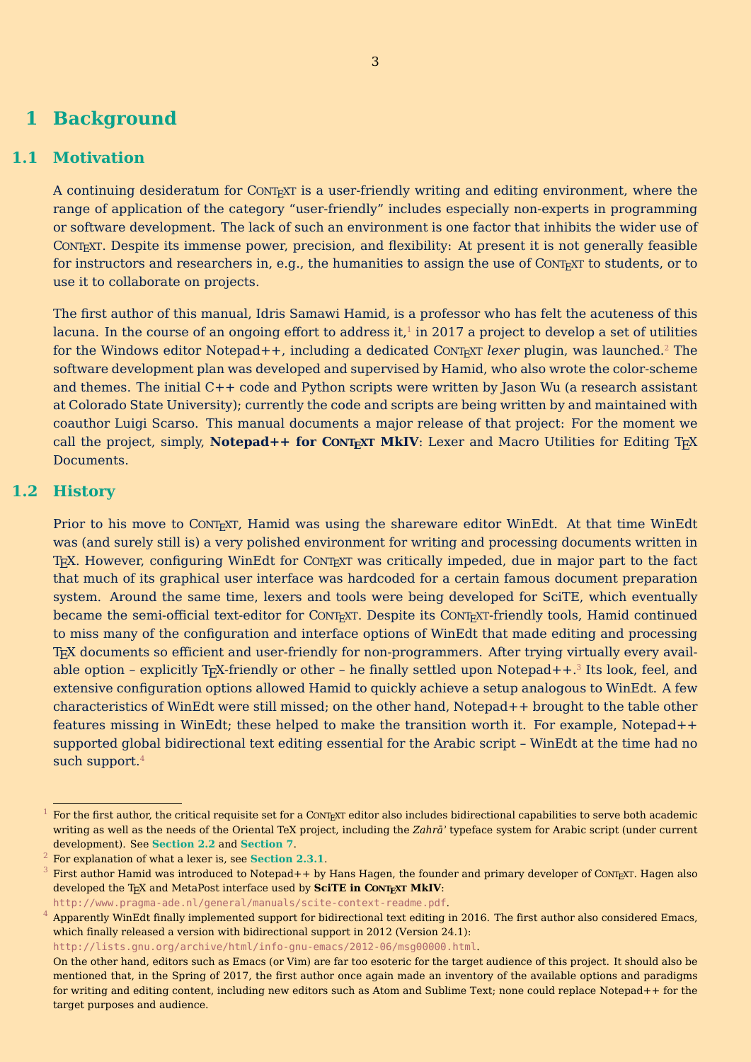# 1 Background

## 1.1 Motivation

A continuing desideratum for ConTEXt is a user-friendly writing and editing environment, where the range of application of the category "user-friendly" includes especially non-experts in programming or software development. The lack of such an environment is one factor that inhibits the wider use of ConTEXt. Despite its immense power, precision, and flexibility: At present it is not generally feasible for instructors and researchers in, e.g., the humanities to assign the use of ConTEXt to students, or to use it to collaborate on projects.

The first author of this manual, Idris Samawi Hamid, is a professor who has felt the acuteness of this lacuna. In the course of an ongoing effort to address it,[1] in 2017 a project to develop a set of utilities for the Windows editor Notepad++, including a dedicated ConTEXt *lexer* plugin, was launched.[2] The software development plan was developed and supervised by Hamid, who also wrote the color-scheme and themes. The initial C++ code and Python scripts were written by Jason Wu (a research assistant at Colorado State University); currently the code and scripts are being written by and maintained with coauthor Luigi Scarso. This manual documents a major release of that project: For the moment we call the project, simply, **Notepad++ for ConTEXt MkIV**: Lexer and Macro Utilities for Editing TEX Documents.

## 1.2 History

Prior to his move to ConTEXt, Hamid was using the shareware editor WinEdt. At that time WinEdt was (and surely still is) a very polished environment for writing and processing documents written in TEX. However, configuring WinEdt for ConTEXt was critically impeded, due in major part to the fact that much of its graphical user interface was hardcoded for a certain famous document preparation system. Around the same time, lexers and tools were being developed for SciTE, which eventually became the semi-official text-editor for ConTEXt. Despite its ConTEXt-friendly tools, Hamid continued to miss many of the configuration and interface options of WinEdt that made editing and processing TEX documents so efficient and user-friendly for non-programmers. After trying virtually every available option – explicitly TEX-friendly or other – he finally settled upon Notepad++.[3] Its look, feel, and extensive configuration options allowed Hamid to quickly achieve a setup analogous to WinEdt. A few characteristics of WinEdt were still missed; on the other hand, Notepad++ brought to the table other features missing in WinEdt; these helped to make the transition worth it. For example, Notepad++ supported global bidirectional text editing essential for the Arabic script – WinEdt at the time had no such support.[4]

---

[1] For the first author, the critical requisite set for a ConTEXt editor also includes bidirectional capabilities to serve both academic writing as well as the needs of the Oriental TeX project, including the *Zahrā'* typeface system for Arabic script (under current development). See **Section 2.2** and **Section 7**.

[2] For explanation of what a lexer is, see **Section 2.3.1**.

[3] First author Hamid was introduced to Notepad++ by Hans Hagen, the founder and primary developer of ConTEXt. Hagen also developed the TEX and MetaPost interface used by **SciTE in ConTEXt MkIV**: http://www.pragma-ade.nl/general/manuals/scite-context-readme.pdf.

[4] Apparently WinEdt finally implemented support for bidirectional text editing in 2016. The first author also considered Emacs, which finally released a version with bidirectional support in 2012 (Version 24.1): http://lists.gnu.org/archive/html/info-gnu-emacs/2012-06/msg00000.html.
On the other hand, editors such as Emacs (or Vim) are far too esoteric for the target audience of this project. It should also be mentioned that, in the Spring of 2017, the first author once again made an inventory of the available options and paradigms for writing and editing content, including new editors such as Atom and Sublime Text; none could replace Notepad++ for the target purposes and audience.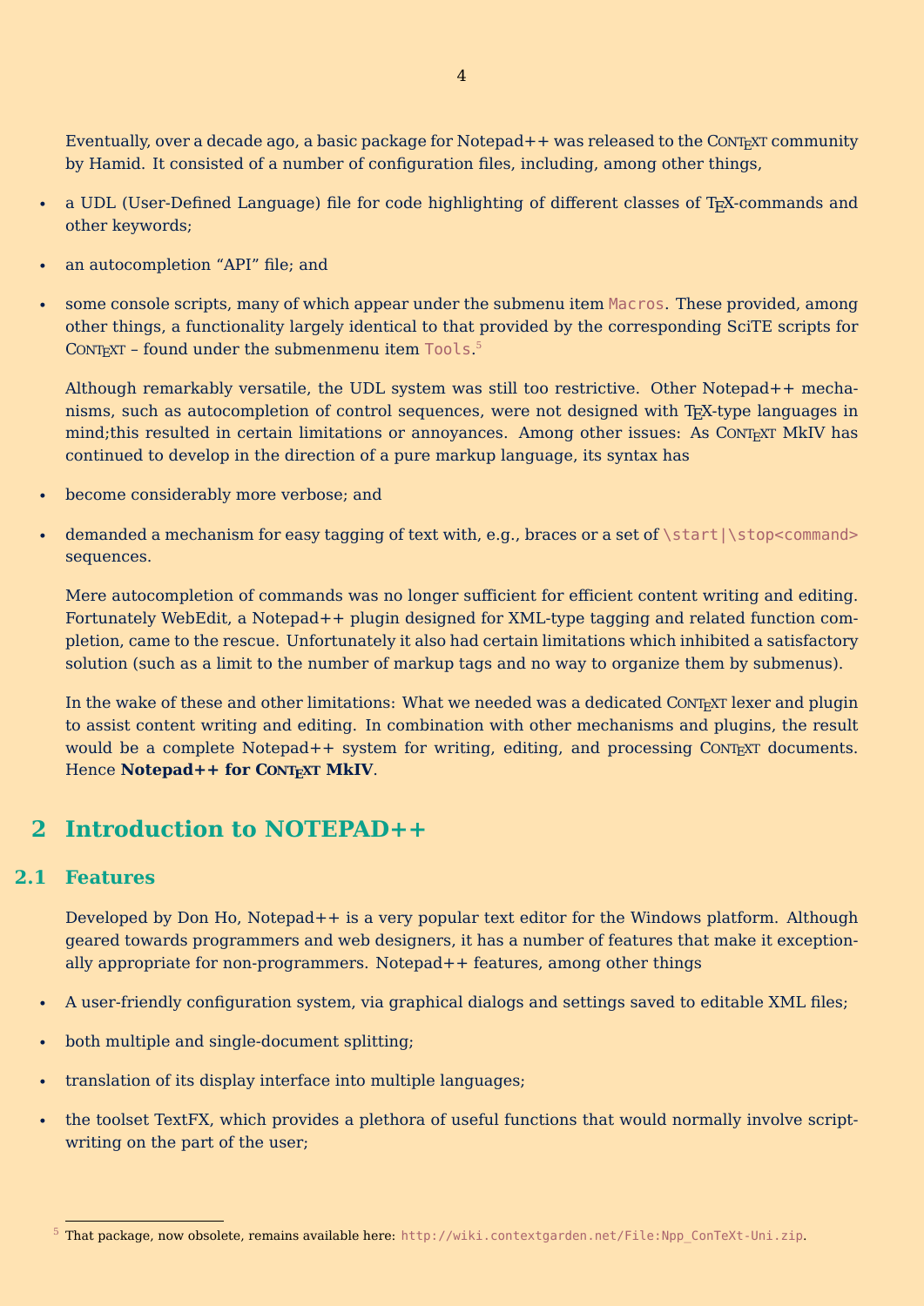Eventually, over a decade ago, a basic package for Notepad++ was released to the ConTeXt community by Hamid. It consisted of a number of configuration files, including, among other things,

- a UDL (User-Defined Language) file for code highlighting of different classes of TeX-commands and other keywords;
- an autocompletion "API" file; and
- some console scripts, many of which appear under the submenu item `Macros`. These provided, among other things, a functionality largely identical to that provided by the corresponding SciTE scripts for ConTeXt – found under the submenmenu item `Tools`.[5]

Although remarkably versatile, the UDL system was still too restrictive. Other Notepad++ mechanisms, such as autocompletion of control sequences, were not designed with TeX-type languages in mind;this resulted in certain limitations or annoyances. Among other issues: As ConTeXt MkIV has continued to develop in the direction of a pure markup language, its syntax has

- become considerably more verbose; and
- demanded a mechanism for easy tagging of text with, e.g., braces or a set of `\start|\stop<command>` sequences.

Mere autocompletion of commands was no longer sufficient for efficient content writing and editing. Fortunately WebEdit, a Notepad++ plugin designed for XML-type tagging and related function completion, came to the rescue. Unfortunately it also had certain limitations which inhibited a satisfactory solution (such as a limit to the number of markup tags and no way to organize them by submenus).

In the wake of these and other limitations: What we needed was a dedicated ConTeXt lexer and plugin to assist content writing and editing. In combination with other mechanisms and plugins, the result would be a complete Notepad++ system for writing, editing, and processing ConTeXt documents. Hence **Notepad++ for ConTeXt MkIV**.

# 2 Introduction to NOTEPAD++

## 2.1 Features

Developed by Don Ho, Notepad++ is a very popular text editor for the Windows platform. Although geared towards programmers and web designers, it has a number of features that make it exceptionally appropriate for non-programmers. Notepad++ features, among other things

- A user-friendly configuration system, via graphical dialogs and settings saved to editable XML files;
- both multiple and single-document splitting;
- translation of its display interface into multiple languages;
- the toolset TextFX, which provides a plethora of useful functions that would normally involve script-writing on the part of the user;

[5] That package, now obsolete, remains available here: `http://wiki.contextgarden.net/File:Npp_ConTeXt-Uni.zip`.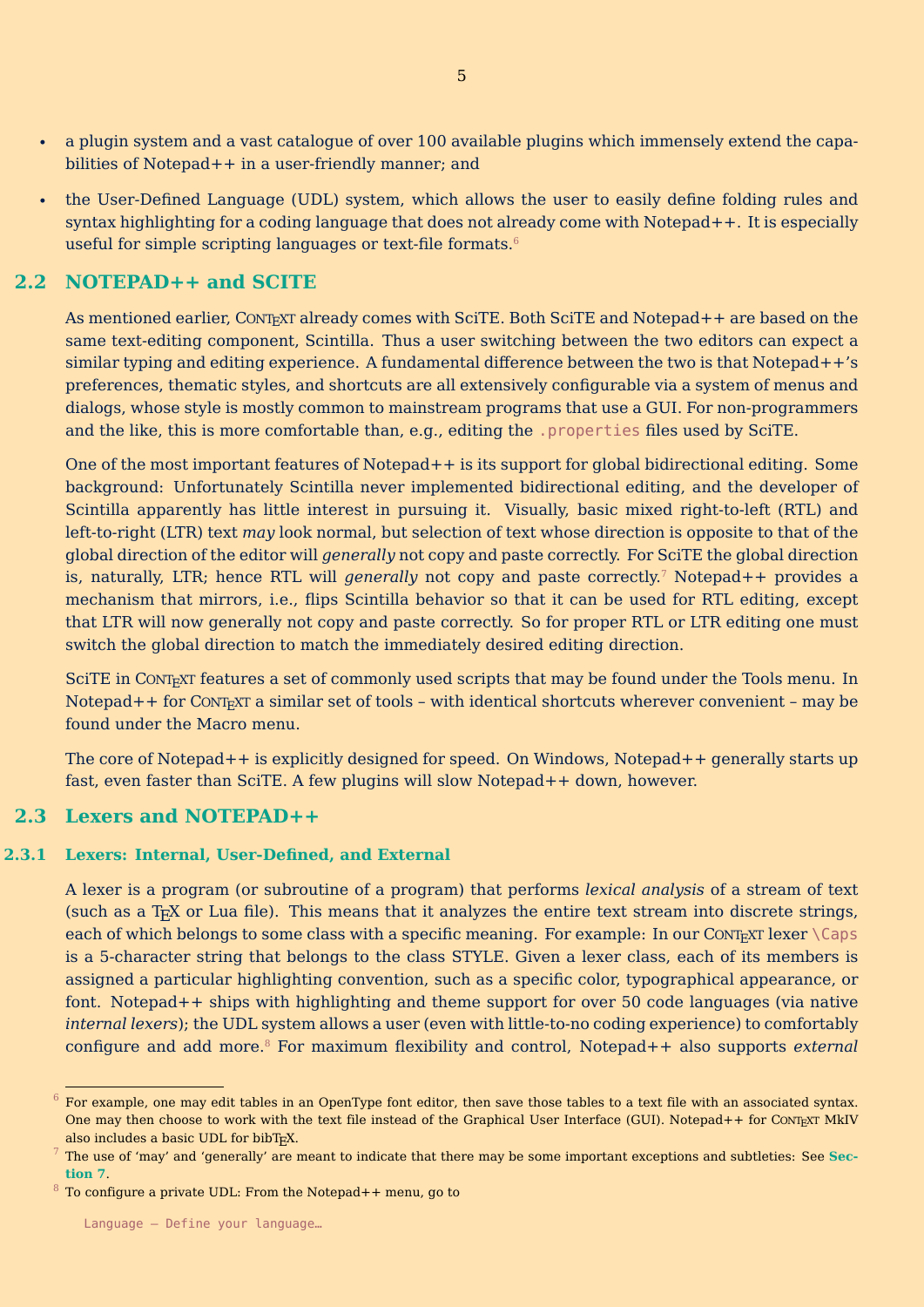- a plugin system and a vast catalogue of over 100 available plugins which immensely extend the capabilities of Notepad++ in a user-friendly manner; and
- the User-Defined Language (UDL) system, which allows the user to easily define folding rules and syntax highlighting for a coding language that does not already come with Notepad++. It is especially useful for simple scripting languages or text-file formats.[6]

## 2.2 NOTEPAD++ and SCITE

As mentioned earlier, ConTeXt already comes with SciTE. Both SciTE and Notepad++ are based on the same text-editing component, Scintilla. Thus a user switching between the two editors can expect a similar typing and editing experience. A fundamental difference between the two is that Notepad++'s preferences, thematic styles, and shortcuts are all extensively configurable via a system of menus and dialogs, whose style is mostly common to mainstream programs that use a GUI. For non-programmers and the like, this is more comfortable than, e.g., editing the `.properties` files used by SciTE.

One of the most important features of Notepad++ is its support for global bidirectional editing. Some background: Unfortunately Scintilla never implemented bidirectional editing, and the developer of Scintilla apparently has little interest in pursuing it. Visually, basic mixed right-to-left (RTL) and left-to-right (LTR) text *may* look normal, but selection of text whose direction is opposite to that of the global direction of the editor will *generally* not copy and paste correctly. For SciTE the global direction is, naturally, LTR; hence RTL will *generally* not copy and paste correctly.[7] Notepad++ provides a mechanism that mirrors, i.e., flips Scintilla behavior so that it can be used for RTL editing, except that LTR will now generally not copy and paste correctly. So for proper RTL or LTR editing one must switch the global direction to match the immediately desired editing direction.

SciTE in ConTeXt features a set of commonly used scripts that may be found under the Tools menu. In Notepad++ for ConTeXt a similar set of tools – with identical shortcuts wherever convenient – may be found under the Macro menu.

The core of Notepad++ is explicitly designed for speed. On Windows, Notepad++ generally starts up fast, even faster than SciTE. A few plugins will slow Notepad++ down, however.

## 2.3 Lexers and NOTEPAD++

### 2.3.1 Lexers: Internal, User-Defined, and External

A lexer is a program (or subroutine of a program) that performs *lexical analysis* of a stream of text (such as a TeX or Lua file). This means that it analyzes the entire text stream into discrete strings, each of which belongs to some class with a specific meaning. For example: In our ConTeXt lexer `\Caps` is a 5-character string that belongs to the class STYLE. Given a lexer class, each of its members is assigned a particular highlighting convention, such as a specific color, typographical appearance, or font. Notepad++ ships with highlighting and theme support for over 50 code languages (via native *internal lexers*); the UDL system allows a user (even with little-to-no coding experience) to comfortably configure and add more.[8] For maximum flexibility and control, Notepad++ also supports *external*

---

[6] For example, one may edit tables in an OpenType font editor, then save those tables to a text file with an associated syntax. One may then choose to work with the text file instead of the Graphical User Interface (GUI). Notepad++ for ConTeXt MkIV also includes a basic UDL for bibTeX.

[7] The use of 'may' and 'generally' are meant to indicate that there may be some important exceptions and subtleties: See **Section 7**.

[8] To configure a private UDL: From the Notepad++ menu, go to

```
Language – Define your language…
```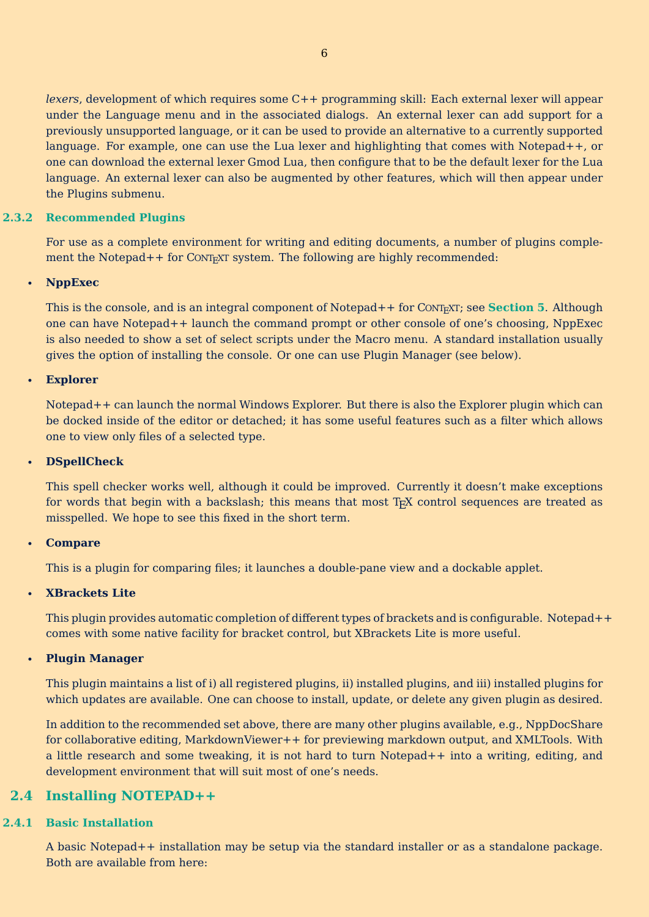*lexers*, development of which requires some C++ programming skill: Each external lexer will appear under the Language menu and in the associated dialogs. An external lexer can add support for a previously unsupported language, or it can be used to provide an alternative to a currently supported language. For example, one can use the Lua lexer and highlighting that comes with Notepad++, or one can download the external lexer Gmod Lua, then configure that to be the default lexer for the Lua language. An external lexer can also be augmented by other features, which will then appear under the Plugins submenu.

### 2.3.2 Recommended Plugins

For use as a complete environment for writing and editing documents, a number of plugins complement the Notepad++ for ConTeXt system. The following are highly recommended:

- **NppExec**

  This is the console, and is an integral component of Notepad++ for ConTeXt; see **Section 5**. Although one can have Notepad++ launch the command prompt or other console of one's choosing, NppExec is also needed to show a set of select scripts under the Macro menu. A standard installation usually gives the option of installing the console. Or one can use Plugin Manager (see below).

- **Explorer**

  Notepad++ can launch the normal Windows Explorer. But there is also the Explorer plugin which can be docked inside of the editor or detached; it has some useful features such as a filter which allows one to view only files of a selected type.

- **DSpellCheck**

  This spell checker works well, although it could be improved. Currently it doesn't make exceptions for words that begin with a backslash; this means that most TeX control sequences are treated as misspelled. We hope to see this fixed in the short term.

- **Compare**

  This is a plugin for comparing files; it launches a double-pane view and a dockable applet.

- **XBrackets Lite**

  This plugin provides automatic completion of different types of brackets and is configurable. Notepad++ comes with some native facility for bracket control, but XBrackets Lite is more useful.

- **Plugin Manager**

  This plugin maintains a list of i) all registered plugins, ii) installed plugins, and iii) installed plugins for which updates are available. One can choose to install, update, or delete any given plugin as desired.

In addition to the recommended set above, there are many other plugins available, e.g., NppDocShare for collaborative editing, MarkdownViewer++ for previewing markdown output, and XMLTools. With a little research and some tweaking, it is not hard to turn Notepad++ into a writing, editing, and development environment that will suit most of one's needs.

## 2.4 Installing NOTEPAD++

### 2.4.1 Basic Installation

A basic Notepad++ installation may be setup via the standard installer or as a standalone package. Both are available from here: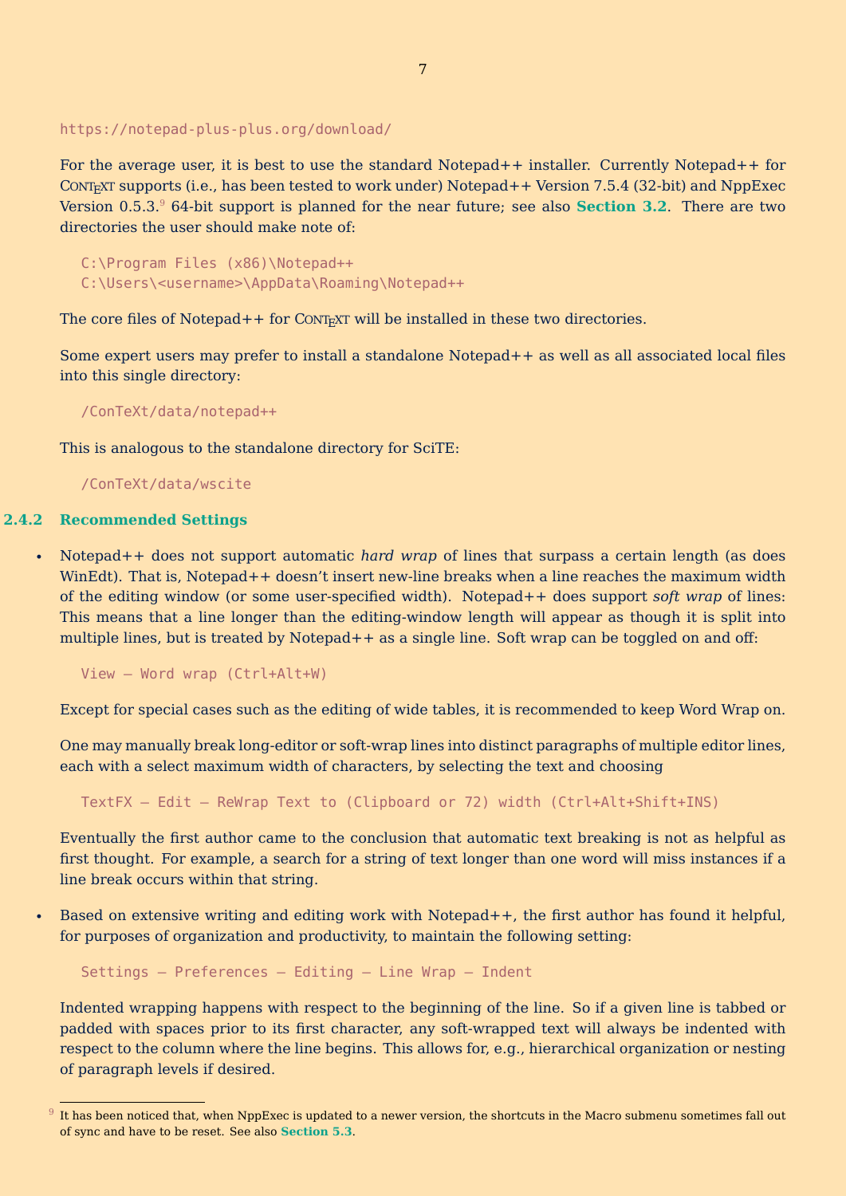```
https://notepad-plus-plus.org/download/
```

For the average user, it is best to use the standard Notepad++ installer. Currently Notepad++ for ConTeXt supports (i.e., has been tested to work under) Notepad++ Version 7.5.4 (32-bit) and NppExec Version 0.5.3.[9] 64-bit support is planned for the near future; see also **Section 3.2**. There are two directories the user should make note of:

```
C:\Program Files (x86)\Notepad++
C:\Users\<username>\AppData\Roaming\Notepad++
```

The core files of Notepad++ for ConTeXt will be installed in these two directories.

Some expert users may prefer to install a standalone Notepad++ as well as all associated local files into this single directory:

```
/ConTeXt/data/notepad++
```

This is analogous to the standalone directory for SciTE:

```
/ConTeXt/data/wscite
```

### 2.4.2 Recommended Settings

- Notepad++ does not support automatic *hard wrap* of lines that surpass a certain length (as does WinEdt). That is, Notepad++ doesn't insert new-line breaks when a line reaches the maximum width of the editing window (or some user-specified width). Notepad++ does support *soft wrap* of lines: This means that a line longer than the editing-window length will appear as though it is split into multiple lines, but is treated by Notepad++ as a single line. Soft wrap can be toggled on and off:

  ```
  View – Word wrap (Ctrl+Alt+W)
  ```

  Except for special cases such as the editing of wide tables, it is recommended to keep Word Wrap on.

  One may manually break long-editor or soft-wrap lines into distinct paragraphs of multiple editor lines, each with a select maximum width of characters, by selecting the text and choosing

  ```
  TextFX – Edit – ReWrap Text to (Clipboard or 72) width (Ctrl+Alt+Shift+INS)
  ```

  Eventually the first author came to the conclusion that automatic text breaking is not as helpful as first thought. For example, a search for a string of text longer than one word will miss instances if a line break occurs within that string.

- Based on extensive writing and editing work with Notepad++, the first author has found it helpful, for purposes of organization and productivity, to maintain the following setting:

  ```
  Settings – Preferences – Editing – Line Wrap – Indent
  ```

  Indented wrapping happens with respect to the beginning of the line. So if a given line is tabbed or padded with spaces prior to its first character, any soft-wrapped text will always be indented with respect to the column where the line begins. This allows for, e.g., hierarchical organization or nesting of paragraph levels if desired.

---

[9] It has been noticed that, when NppExec is updated to a newer version, the shortcuts in the Macro submenu sometimes fall out of sync and have to be reset. See also **Section 5.3**.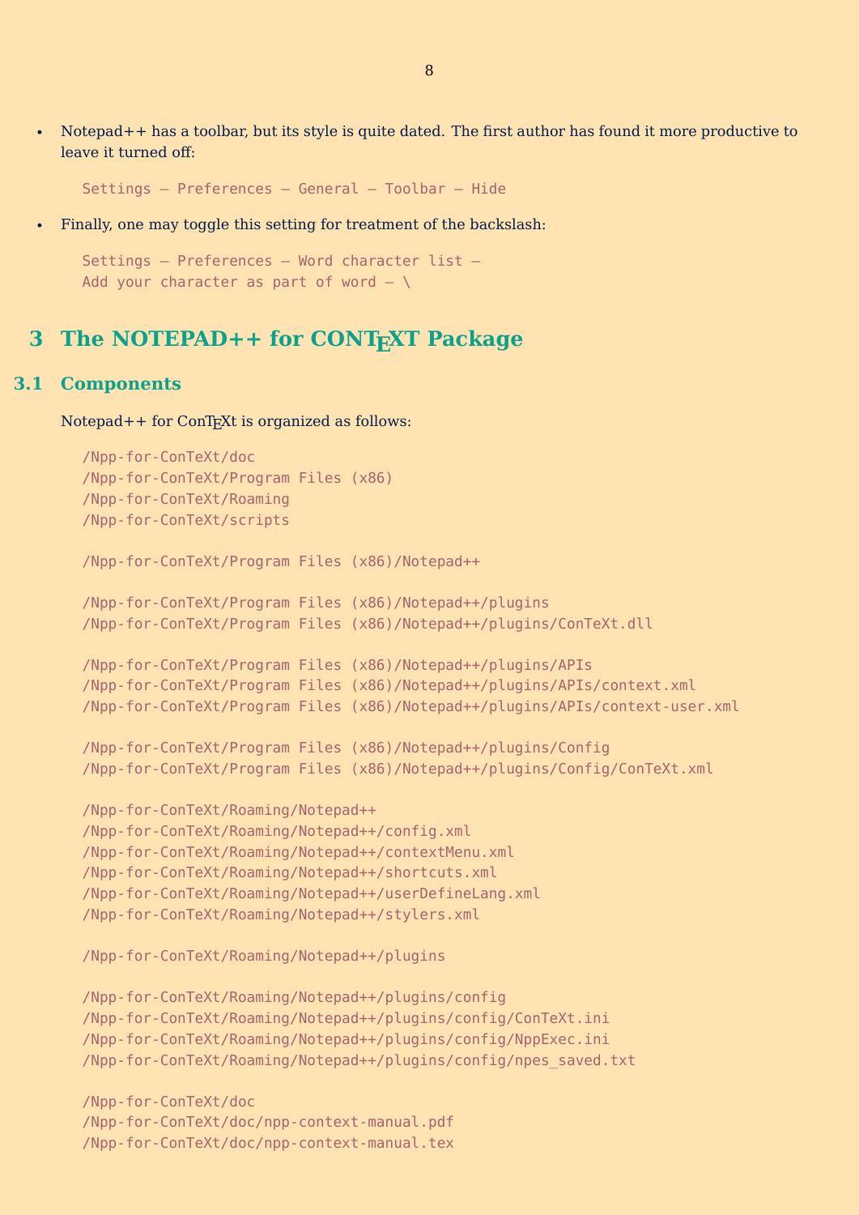- Notepad++ has a toolbar, but its style is quite dated. The first author has found it more productive to leave it turned off:

```
Settings — Preferences — General — Toolbar — Hide
```

- Finally, one may toggle this setting for treatment of the backslash:

```
Settings — Preferences — Word character list —
Add your character as part of word — \
```

# 3 The NOTEPAD++ for CONTEXT Package

## 3.1 Components

Notepad++ for ConTEXt is organized as follows:

```
/Npp-for-ConTeXt/doc
/Npp-for-ConTeXt/Program Files (x86)
/Npp-for-ConTeXt/Roaming
/Npp-for-ConTeXt/scripts

/Npp-for-ConTeXt/Program Files (x86)/Notepad++

/Npp-for-ConTeXt/Program Files (x86)/Notepad++/plugins
/Npp-for-ConTeXt/Program Files (x86)/Notepad++/plugins/ConTeXt.dll

/Npp-for-ConTeXt/Program Files (x86)/Notepad++/plugins/APIs
/Npp-for-ConTeXt/Program Files (x86)/Notepad++/plugins/APIs/context.xml
/Npp-for-ConTeXt/Program Files (x86)/Notepad++/plugins/APIs/context-user.xml

/Npp-for-ConTeXt/Program Files (x86)/Notepad++/plugins/Config
/Npp-for-ConTeXt/Program Files (x86)/Notepad++/plugins/Config/ConTeXt.xml

/Npp-for-ConTeXt/Roaming/Notepad++
/Npp-for-ConTeXt/Roaming/Notepad++/config.xml
/Npp-for-ConTeXt/Roaming/Notepad++/contextMenu.xml
/Npp-for-ConTeXt/Roaming/Notepad++/shortcuts.xml
/Npp-for-ConTeXt/Roaming/Notepad++/userDefineLang.xml
/Npp-for-ConTeXt/Roaming/Notepad++/stylers.xml

/Npp-for-ConTeXt/Roaming/Notepad++/plugins

/Npp-for-ConTeXt/Roaming/Notepad++/plugins/config
/Npp-for-ConTeXt/Roaming/Notepad++/plugins/config/ConTeXt.ini
/Npp-for-ConTeXt/Roaming/Notepad++/plugins/config/NppExec.ini
/Npp-for-ConTeXt/Roaming/Notepad++/plugins/config/npes_saved.txt

/Npp-for-ConTeXt/doc
/Npp-for-ConTeXt/doc/npp-context-manual.pdf
/Npp-for-ConTeXt/doc/npp-context-manual.tex
```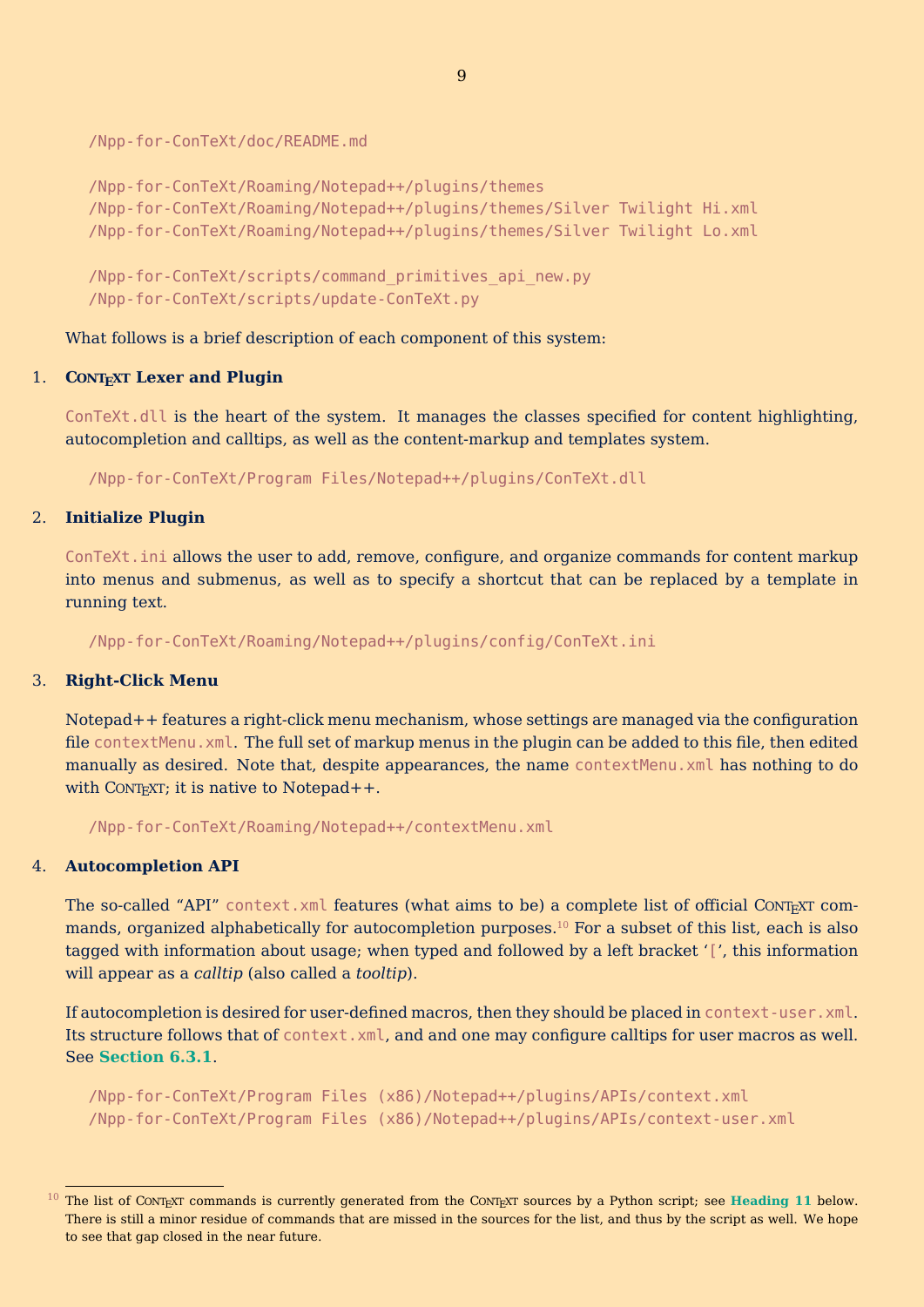```
/Npp-for-ConTeXt/doc/README.md

/Npp-for-ConTeXt/Roaming/Notepad++/plugins/themes
/Npp-for-ConTeXt/Roaming/Notepad++/plugins/themes/Silver Twilight Hi.xml
/Npp-for-ConTeXt/Roaming/Notepad++/plugins/themes/Silver Twilight Lo.xml

/Npp-for-ConTeXt/scripts/command_primitives_api_new.py
/Npp-for-ConTeXt/scripts/update-ConTeXt.py
```

What follows is a brief description of each component of this system:

1. **ConTeXt Lexer and Plugin**

   `ConTeXt.dll` is the heart of the system. It manages the classes specified for content highlighting, autocompletion and calltips, as well as the content-markup and templates system.

   ```
   /Npp-for-ConTeXt/Program Files/Notepad++/plugins/ConTeXt.dll
   ```

2. **Initialize Plugin**

   `ConTeXt.ini` allows the user to add, remove, configure, and organize commands for content markup into menus and submenus, as well as to specify a shortcut that can be replaced by a template in running text.

   ```
   /Npp-for-ConTeXt/Roaming/Notepad++/plugins/config/ConTeXt.ini
   ```

3. **Right-Click Menu**

   Notepad++ features a right-click menu mechanism, whose settings are managed via the configuration file `contextMenu.xml`. The full set of markup menus in the plugin can be added to this file, then edited manually as desired. Note that, despite appearances, the name `contextMenu.xml` has nothing to do with ConTeXt; it is native to Notepad++.

   ```
   /Npp-for-ConTeXt/Roaming/Notepad++/contextMenu.xml
   ```

4. **Autocompletion API**

   The so-called "API" `context.xml` features (what aims to be) a complete list of official ConTeXt commands, organized alphabetically for autocompletion purposes.[10] For a subset of this list, each is also tagged with information about usage; when typed and followed by a left bracket '`[`', this information will appear as a *calltip* (also called a *tooltip*).

   If autocompletion is desired for user-defined macros, then they should be placed in `context-user.xml`. Its structure follows that of `context.xml`, and and one may configure calltips for user macros as well. See **Section 6.3.1**.

   ```
   /Npp-for-ConTeXt/Program Files (x86)/Notepad++/plugins/APIs/context.xml
   /Npp-for-ConTeXt/Program Files (x86)/Notepad++/plugins/APIs/context-user.xml
   ```

---

[10] The list of ConTeXt commands is currently generated from the ConTeXt sources by a Python script; see **Heading 11** below. There is still a minor residue of commands that are missed in the sources for the list, and thus by the script as well. We hope to see that gap closed in the near future.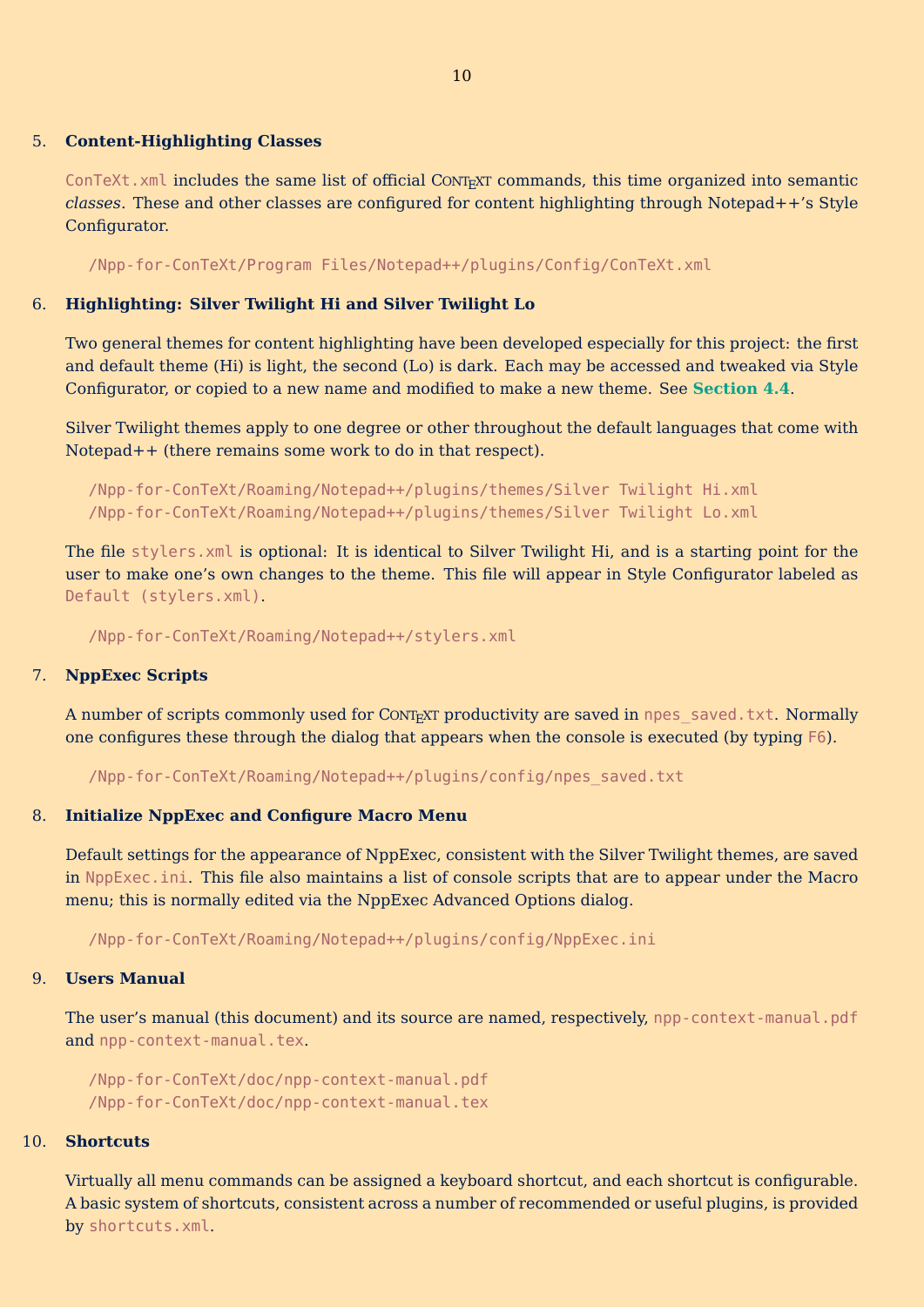5. **Content-Highlighting Classes**

   `ConTeXt.xml` includes the same list of official ConTeXt commands, this time organized into semantic *classes*. These and other classes are configured for content highlighting through Notepad++'s Style Configurator.

   ```
   /Npp-for-ConTeXt/Program Files/Notepad++/plugins/Config/ConTeXt.xml
   ```

6. **Highlighting: Silver Twilight Hi and Silver Twilight Lo**

   Two general themes for content highlighting have been developed especially for this project: the first and default theme (Hi) is light, the second (Lo) is dark. Each may be accessed and tweaked via Style Configurator, or copied to a new name and modified to make a new theme. See **Section 4.4**.

   Silver Twilight themes apply to one degree or other throughout the default languages that come with Notepad++ (there remains some work to do in that respect).

   ```
   /Npp-for-ConTeXt/Roaming/Notepad++/plugins/themes/Silver Twilight Hi.xml
   /Npp-for-ConTeXt/Roaming/Notepad++/plugins/themes/Silver Twilight Lo.xml
   ```

   The file `stylers.xml` is optional: It is identical to Silver Twilight Hi, and is a starting point for the user to make one's own changes to the theme. This file will appear in Style Configurator labeled as `Default (stylers.xml)`.

   ```
   /Npp-for-ConTeXt/Roaming/Notepad++/stylers.xml
   ```

7. **NppExec Scripts**

   A number of scripts commonly used for ConTeXt productivity are saved in `npes_saved.txt`. Normally one configures these through the dialog that appears when the console is executed (by typing `F6`).

   ```
   /Npp-for-ConTeXt/Roaming/Notepad++/plugins/config/npes_saved.txt
   ```

8. **Initialize NppExec and Configure Macro Menu**

   Default settings for the appearance of NppExec, consistent with the Silver Twilight themes, are saved in `NppExec.ini`. This file also maintains a list of console scripts that are to appear under the Macro menu; this is normally edited via the NppExec Advanced Options dialog.

   ```
   /Npp-for-ConTeXt/Roaming/Notepad++/plugins/config/NppExec.ini
   ```

9. **Users Manual**

   The user's manual (this document) and its source are named, respectively, `npp-context-manual.pdf` and `npp-context-manual.tex`.

   ```
   /Npp-for-ConTeXt/doc/npp-context-manual.pdf
   /Npp-for-ConTeXt/doc/npp-context-manual.tex
   ```

10. **Shortcuts**

    Virtually all menu commands can be assigned a keyboard shortcut, and each shortcut is configurable. A basic system of shortcuts, consistent across a number of recommended or useful plugins, is provided by `shortcuts.xml`.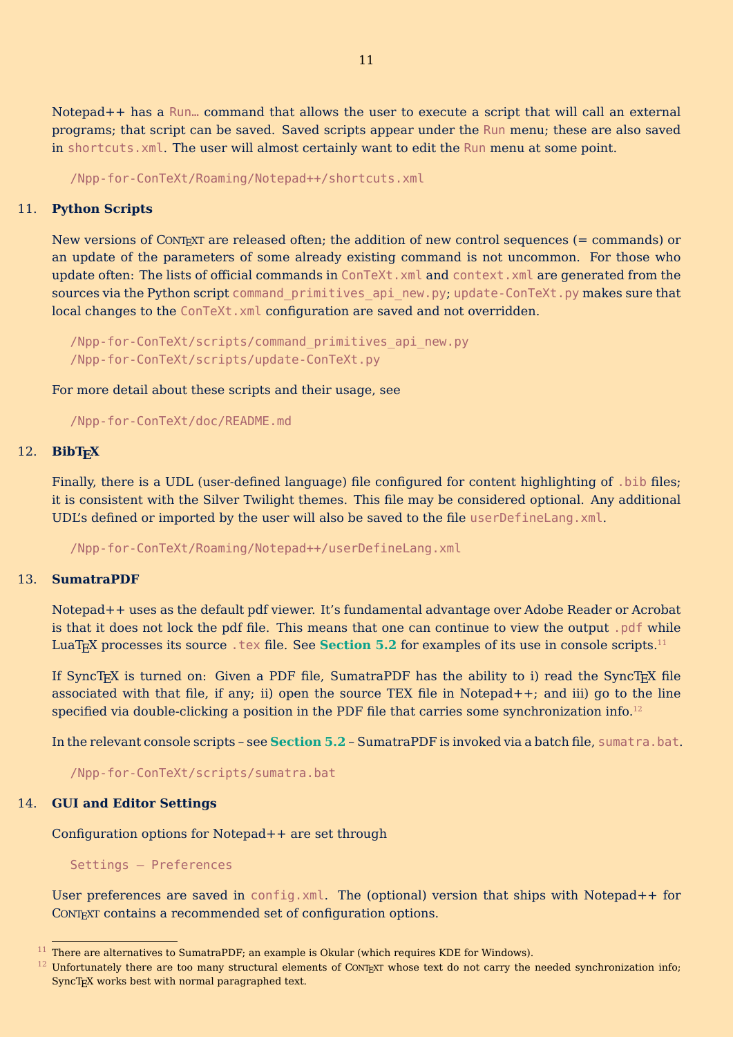Notepad++ has a `Run…` command that allows the user to execute a script that will call an external programs; that script can be saved. Saved scripts appear under the `Run` menu; these are also saved in `shortcuts.xml`. The user will almost certainly want to edit the `Run` menu at some point.

```
/Npp-for-ConTeXt/Roaming/Notepad++/shortcuts.xml
```

## 11. Python Scripts

New versions of ConTeXt are released often; the addition of new control sequences (= commands) or an update of the parameters of some already existing command is not uncommon. For those who update often: The lists of official commands in `ConTeXt.xml` and `context.xml` are generated from the sources via the Python script `command_primitives_api_new.py`; `update-ConTeXt.py` makes sure that local changes to the `ConTeXt.xml` configuration are saved and not overridden.

```
/Npp-for-ConTeXt/scripts/command_primitives_api_new.py
/Npp-for-ConTeXt/scripts/update-ConTeXt.py
```

For more detail about these scripts and their usage, see

```
/Npp-for-ConTeXt/doc/README.md
```

## 12. BibTeX

Finally, there is a UDL (user-defined language) file configured for content highlighting of `.bib` files; it is consistent with the Silver Twilight themes. This file may be considered optional. Any additional UDL's defined or imported by the user will also be saved to the file `userDefineLang.xml`.

```
/Npp-for-ConTeXt/Roaming/Notepad++/userDefineLang.xml
```

## 13. SumatraPDF

Notepad++ uses as the default pdf viewer. It's fundamental advantage over Adobe Reader or Acrobat is that it does not lock the pdf file. This means that one can continue to view the output `.pdf` while LuaTeX processes its source `.tex` file. See **Section 5.2** for examples of its use in console scripts.[11]

If SyncTeX is turned on: Given a PDF file, SumatraPDF has the ability to i) read the SyncTeX file associated with that file, if any; ii) open the source TEX file in Notepad++; and iii) go to the line specified via double-clicking a position in the PDF file that carries some synchronization info.[12]

In the relevant console scripts – see **Section 5.2** – SumatraPDF is invoked via a batch file, `sumatra.bat`.

```
/Npp-for-ConTeXt/scripts/sumatra.bat
```

## 14. GUI and Editor Settings

Configuration options for Notepad++ are set through

```
Settings → Preferences
```

User preferences are saved in `config.xml`. The (optional) version that ships with Notepad++ for ConTeXt contains a recommended set of configuration options.

---

[11] There are alternatives to SumatraPDF; an example is Okular (which requires KDE for Windows).

[12] Unfortunately there are too many structural elements of ConTeXt whose text do not carry the needed synchronization info; SyncTeX works best with normal paragraphed text.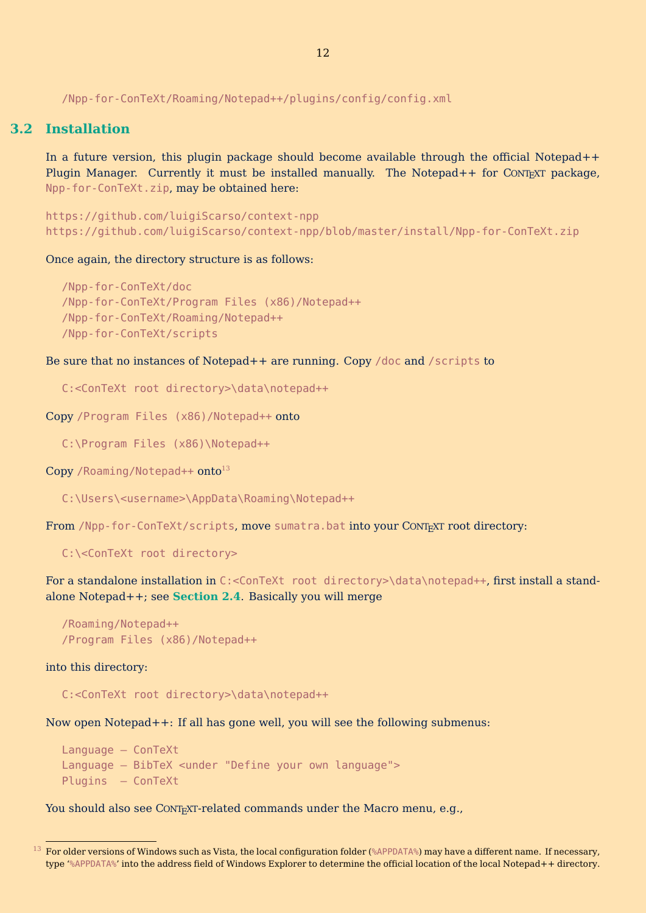```
/Npp-for-ConTeXt/Roaming/Notepad++/plugins/config/config.xml
```

## 3.2 Installation

In a future version, this plugin package should become available through the official Notepad++ Plugin Manager. Currently it must be installed manually. The Notepad++ for ConTeXt package, `Npp-for-ConTeXt.zip`, may be obtained here:

```
https://github.com/luigiScarso/context-npp
https://github.com/luigiScarso/context-npp/blob/master/install/Npp-for-ConTeXt.zip
```

Once again, the directory structure is as follows:

```
/Npp-for-ConTeXt/doc
/Npp-for-ConTeXt/Program Files (x86)/Notepad++
/Npp-for-ConTeXt/Roaming/Notepad++
/Npp-for-ConTeXt/scripts
```

Be sure that no instances of Notepad++ are running. Copy `/doc` and `/scripts` to

```
C:<ConTeXt root directory>\data\notepad++
```

Copy `/Program Files (x86)/Notepad++` onto

```
C:\Program Files (x86)\Notepad++
```

Copy `/Roaming/Notepad++` onto[13]

```
C:\Users\<username>\AppData\Roaming\Notepad++
```

From `/Npp-for-ConTeXt/scripts`, move `sumatra.bat` into your ConTeXt root directory:

```
C:\<ConTeXt root directory>
```

For a standalone installation in `C:<ConTeXt root directory>\data\notepad++`, first install a standalone Notepad++; see **Section 2.4**. Basically you will merge

```
/Roaming/Notepad++
/Program Files (x86)/Notepad++
```

into this directory:

```
C:<ConTeXt root directory>\data\notepad++
```

Now open Notepad++: If all has gone well, you will see the following submenus:

```
Language – ConTeXt
Language – BibTeX <under "Define your own language">
Plugins  – ConTeXt
```

You should also see ConTeXt-related commands under the Macro menu, e.g.,

---

[13] For older versions of Windows such as Vista, the local configuration folder (`%APPDATA%`) may have a different name. If necessary, type '`%APPDATA%`' into the address field of Windows Explorer to determine the official location of the local Notepad++ directory.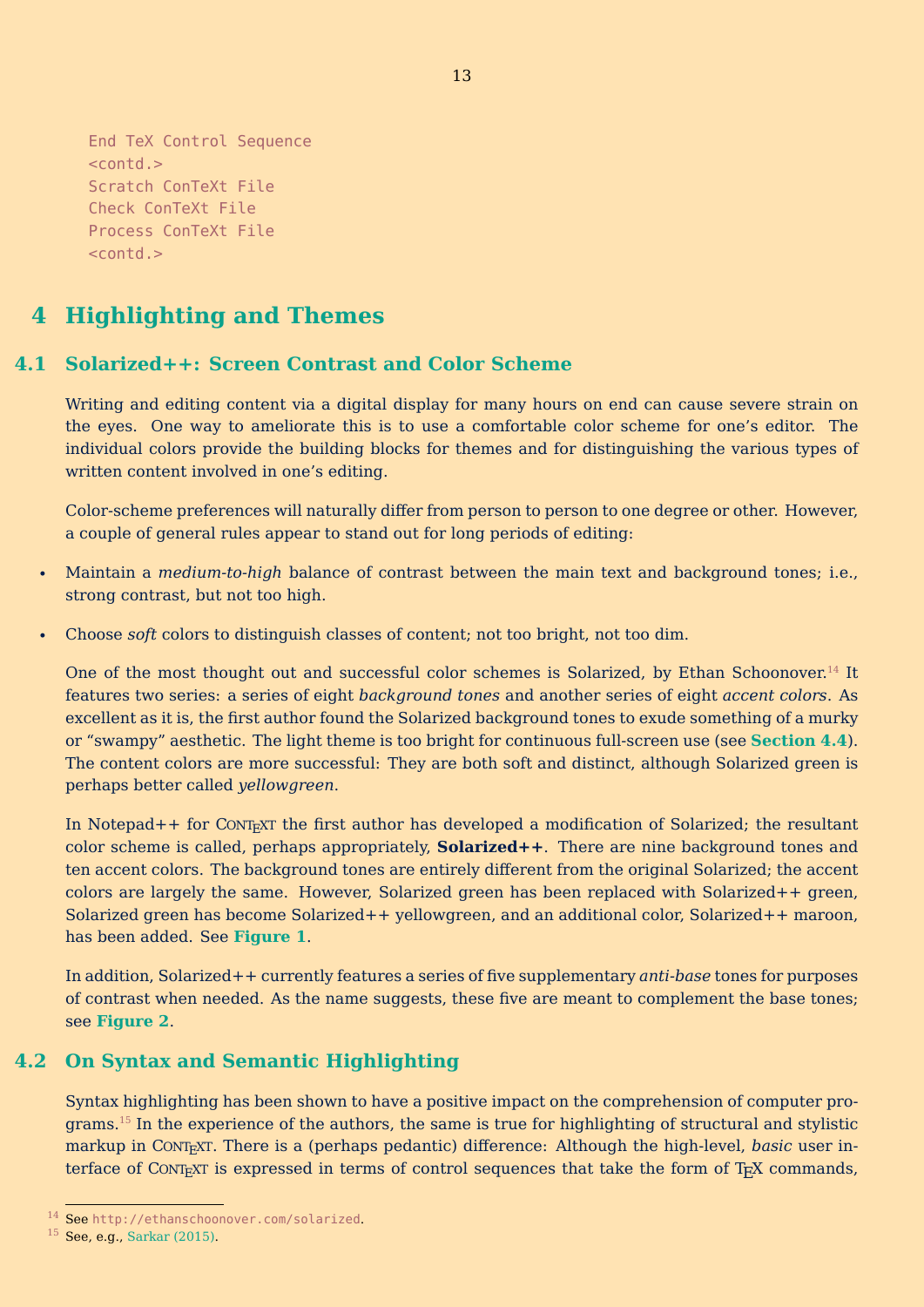```
End TeX Control Sequence
<contd.>
Scratch ConTeXt File
Check ConTeXt File
Process ConTeXt File
<contd.>
```

# 4 Highlighting and Themes

## 4.1 Solarized++: Screen Contrast and Color Scheme

Writing and editing content via a digital display for many hours on end can cause severe strain on the eyes. One way to ameliorate this is to use a comfortable color scheme for one's editor. The individual colors provide the building blocks for themes and for distinguishing the various types of written content involved in one's editing.

Color-scheme preferences will naturally differ from person to person to one degree or other. However, a couple of general rules appear to stand out for long periods of editing:

- Maintain a *medium-to-high* balance of contrast between the main text and background tones; i.e., strong contrast, but not too high.
- Choose *soft* colors to distinguish classes of content; not too bright, not too dim.

One of the most thought out and successful color schemes is Solarized, by Ethan Schoonover.[14] It features two series: a series of eight *background tones* and another series of eight *accent colors*. As excellent as it is, the first author found the Solarized background tones to exude something of a murky or "swampy" aesthetic. The light theme is too bright for continuous full-screen use (see **Section 4.4**). The content colors are more successful: They are both soft and distinct, although Solarized green is perhaps better called *yellowgreen*.

In Notepad++ for ConTeXt the first author has developed a modification of Solarized; the resultant color scheme is called, perhaps appropriately, **Solarized++**. There are nine background tones and ten accent colors. The background tones are entirely different from the original Solarized; the accent colors are largely the same. However, Solarized green has been replaced with Solarized++ green, Solarized green has become Solarized++ yellowgreen, and an additional color, Solarized++ maroon, has been added. See **Figure 1**.

In addition, Solarized++ currently features a series of five supplementary *anti-base* tones for purposes of contrast when needed. As the name suggests, these five are meant to complement the base tones; see **Figure 2**.

## 4.2 On Syntax and Semantic Highlighting

Syntax highlighting has been shown to have a positive impact on the comprehension of computer programs.[15] In the experience of the authors, the same is true for highlighting of structural and stylistic markup in ConTeXt. There is a (perhaps pedantic) difference: Although the high-level, *basic* user interface of ConTeXt is expressed in terms of control sequences that take the form of TeX commands,

---

[14] See http://ethanschoonover.com/solarized.

[15] See, e.g., Sarkar (2015).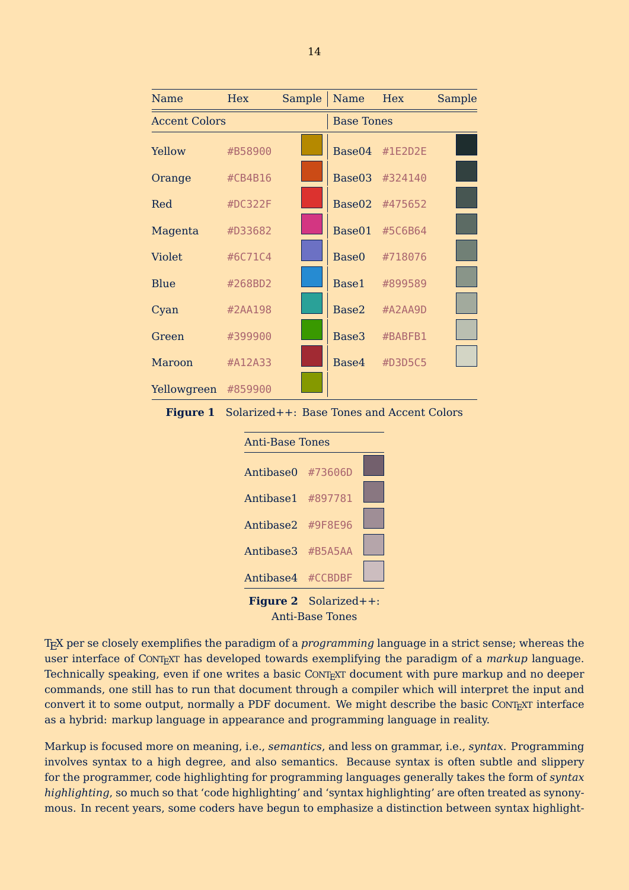| Name | Hex | Sample | Name | Hex | Sample |
|---|---|---|---|---|---|
| Accent Colors | | | Base Tones | | |
| Yellow | #B58900 | | Base04 | #1E2D2E | |
| Orange | #CB4B16 | | Base03 | #324140 | |
| Red | #DC322F | | Base02 | #475652 | |
| Magenta | #D33682 | | Base01 | #5C6B64 | |
| Violet | #6C71C4 | | Base0 | #718076 | |
| Blue | #268BD2 | | Base1 | #899589 | |
| Cyan | #2AA198 | | Base2 | #A2AA9D | |
| Green | #399900 | | Base3 | #BABFB1 | |
| Maroon | #A12A33 | | Base4 | #D3D5C5 | |
| Yellowgreen | #859900 | | | | |

**Figure 1** Solarized++: Base Tones and Accent Colors

| Anti-Base Tones | | |
|---|---|---|
| Antibase0 | #73606D | |
| Antibase1 | #897781 | |
| Antibase2 | #9F8E96 | |
| Antibase3 | #B5A5AA | |
| Antibase4 | #CCBDBF | |

**Figure 2** Solarized++: Anti-Base Tones

TEX per se closely exemplifies the paradigm of a *programming* language in a strict sense; whereas the user interface of ConTEXt has developed towards exemplifying the paradigm of a *markup* language. Technically speaking, even if one writes a basic ConTEXt document with pure markup and no deeper commands, one still has to run that document through a compiler which will interpret the input and convert it to some output, normally a PDF document. We might describe the basic ConTEXt interface as a hybrid: markup language in appearance and programming language in reality.

Markup is focused more on meaning, i.e., *semantics*, and less on grammar, i.e., *syntax*. Programming involves syntax to a high degree, and also semantics. Because syntax is often subtle and slippery for the programmer, code highlighting for programming languages generally takes the form of *syntax highlighting*, so much so that 'code highlighting' and 'syntax highlighting' are often treated as synonymous. In recent years, some coders have begun to emphasize a distinction between syntax highlight-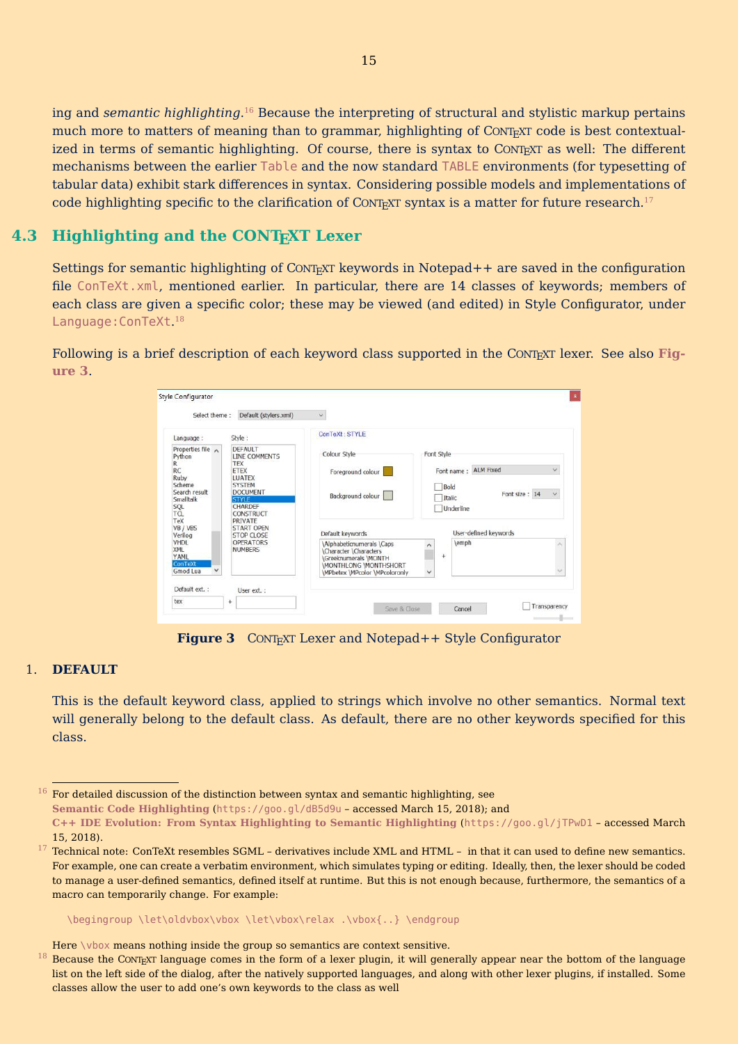ing and *semantic highlighting*.[16] Because the interpreting of structural and stylistic markup pertains much more to matters of meaning than to grammar, highlighting of ConTeXt code is best contextualized in terms of semantic highlighting. Of course, there is syntax to ConTeXt as well: The different mechanisms between the earlier `Table` and the now standard `TABLE` environments (for typesetting of tabular data) exhibit stark differences in syntax. Considering possible models and implementations of code highlighting specific to the clarification of ConTeXt syntax is a matter for future research.[17]

## 4.3 Highlighting and the ConTeXt Lexer

Settings for semantic highlighting of ConTeXt keywords in Notepad++ are saved in the configuration file `ConTeXt.xml`, mentioned earlier. In particular, there are 14 classes of keywords; members of each class are given a specific color; these may be viewed (and edited) in Style Configurator, under `Language:ConTeXt`.[18]

Following is a brief description of each keyword class supported in the ConTeXt lexer. See also **Figure 3**.

**Figure 3** ConTeXt Lexer and Notepad++ Style Configurator

1. **DEFAULT**

This is the default keyword class, applied to strings which involve no other semantics. Normal text will generally belong to the default class. As default, there are no other keywords specified for this class.

---

[16] For detailed discussion of the distinction between syntax and semantic highlighting, see **Semantic Code Highlighting** (`https://goo.gl/dB5d9u` – accessed March 15, 2018); and **C++ IDE Evolution: From Syntax Highlighting to Semantic Highlighting** (`https://goo.gl/jTPwD1` – accessed March 15, 2018).

[17] Technical note: ConTeXt resembles SGML – derivatives include XML and HTML – in that it can used to define new semantics. For example, one can create a verbatim environment, which simulates typing or editing. Ideally, then, the lexer should be coded to manage a user-defined semantics, defined itself at runtime. But this is not enough because, furthermore, the semantics of a macro can temporarily change. For example:

```
\begingroup \let\oldvbox\vbox \let\vbox\relax .\vbox{..} \endgroup
```

Here `\vbox` means nothing inside the group so semantics are context sensitive.

[18] Because the ConTeXt language comes in the form of a lexer plugin, it will generally appear near the bottom of the language list on the left side of the dialog, after the natively supported languages, and along with other lexer plugins, if installed. Some classes allow the user to add one's own keywords to the class as well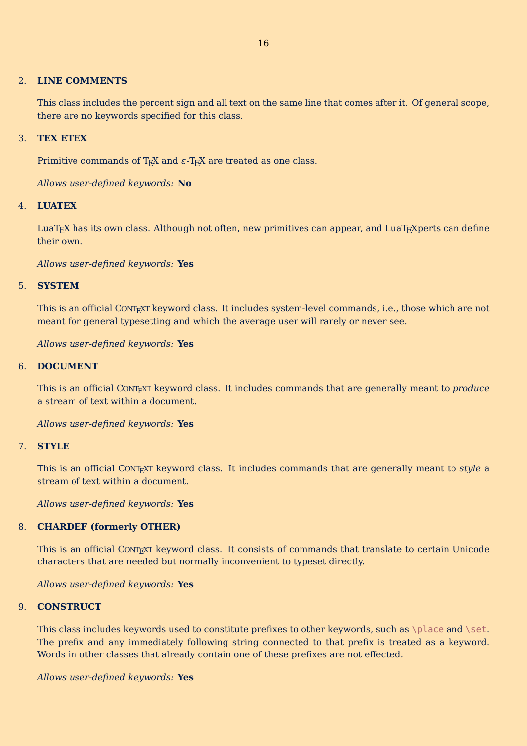2. **LINE COMMENTS**

   This class includes the percent sign and all text on the same line that comes after it. Of general scope, there are no keywords specified for this class.

3. **TEX ETEX**

   Primitive commands of TeX and ε-TeX are treated as one class.

   *Allows user-defined keywords:* **No**

4. **LUATEX**

   LuaTeX has its own class. Although not often, new primitives can appear, and LuaTeXperts can define their own.

   *Allows user-defined keywords:* **Yes**

5. **SYSTEM**

   This is an official ConTeXt keyword class. It includes system-level commands, i.e., those which are not meant for general typesetting and which the average user will rarely or never see.

   *Allows user-defined keywords:* **Yes**

6. **DOCUMENT**

   This is an official ConTeXt keyword class. It includes commands that are generally meant to *produce* a stream of text within a document.

   *Allows user-defined keywords:* **Yes**

7. **STYLE**

   This is an official ConTeXt keyword class. It includes commands that are generally meant to *style* a stream of text within a document.

   *Allows user-defined keywords:* **Yes**

8. **CHARDEF (formerly OTHER)**

   This is an official ConTeXt keyword class. It consists of commands that translate to certain Unicode characters that are needed but normally inconvenient to typeset directly.

   *Allows user-defined keywords:* **Yes**

9. **CONSTRUCT**

   This class includes keywords used to constitute prefixes to other keywords, such as `\place` and `\set`. The prefix and any immediately following string connected to that prefix is treated as a keyword. Words in other classes that already contain one of these prefixes are not effected.

   *Allows user-defined keywords:* **Yes**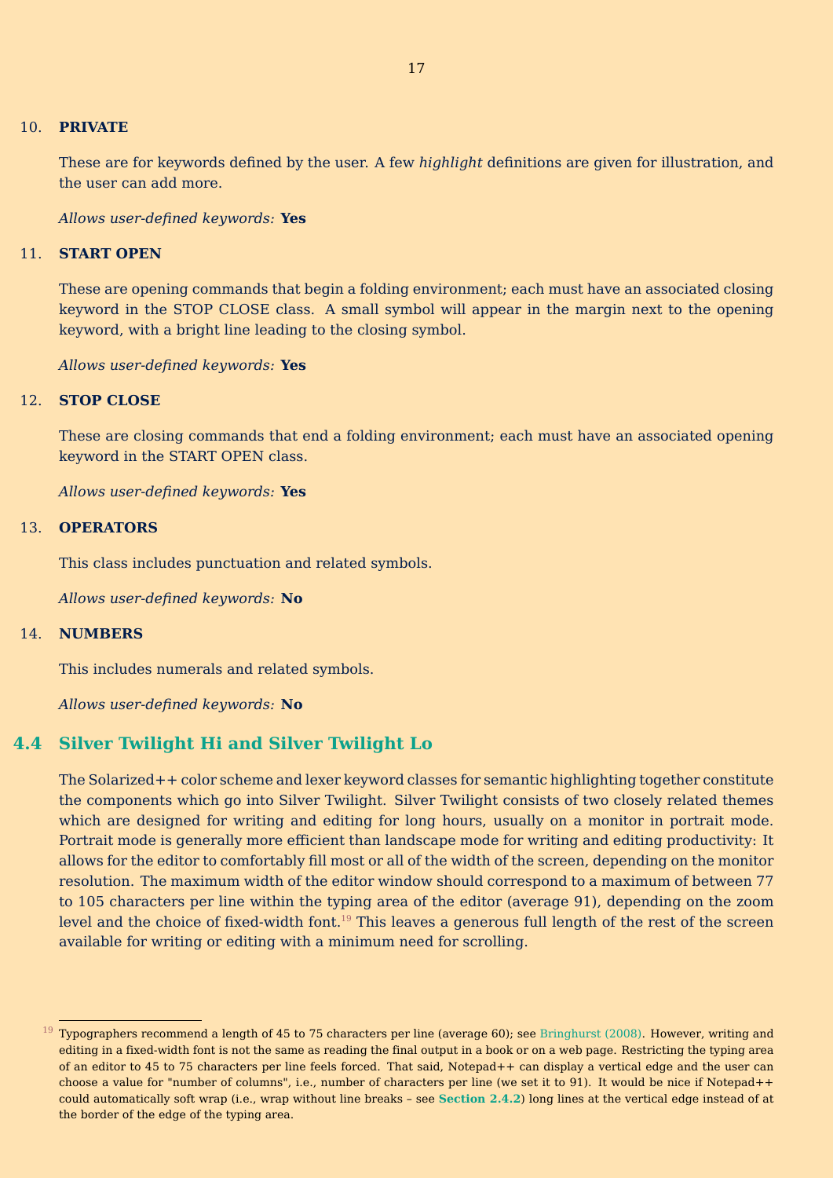10. **PRIVATE**

    These are for keywords defined by the user. A few *highlight* definitions are given for illustration, and the user can add more.

    *Allows user-defined keywords:* **Yes**

11. **START OPEN**

    These are opening commands that begin a folding environment; each must have an associated closing keyword in the STOP CLOSE class. A small symbol will appear in the margin next to the opening keyword, with a bright line leading to the closing symbol.

    *Allows user-defined keywords:* **Yes**

12. **STOP CLOSE**

    These are closing commands that end a folding environment; each must have an associated opening keyword in the START OPEN class.

    *Allows user-defined keywords:* **Yes**

13. **OPERATORS**

    This class includes punctuation and related symbols.

    *Allows user-defined keywords:* **No**

14. **NUMBERS**

    This includes numerals and related symbols.

    *Allows user-defined keywords:* **No**

## 4.4 Silver Twilight Hi and Silver Twilight Lo

The Solarized++ color scheme and lexer keyword classes for semantic highlighting together constitute the components which go into Silver Twilight. Silver Twilight consists of two closely related themes which are designed for writing and editing for long hours, usually on a monitor in portrait mode. Portrait mode is generally more efficient than landscape mode for writing and editing productivity: It allows for the editor to comfortably fill most or all of the width of the screen, depending on the monitor resolution. The maximum width of the editor window should correspond to a maximum of between 77 to 105 characters per line within the typing area of the editor (average 91), depending on the zoom level and the choice of fixed-width font.[19] This leaves a generous full length of the rest of the screen available for writing or editing with a minimum need for scrolling.

---

[19] Typographers recommend a length of 45 to 75 characters per line (average 60); see Bringhurst (2008). However, writing and editing in a fixed-width font is not the same as reading the final output in a book or on a web page. Restricting the typing area of an editor to 45 to 75 characters per line feels forced. That said, Notepad++ can display a vertical edge and the user can choose a value for "number of columns", i.e., number of characters per line (we set it to 91). It would be nice if Notepad++ could automatically soft wrap (i.e., wrap without line breaks – see **Section 2.4.2**) long lines at the vertical edge instead of at the border of the edge of the typing area.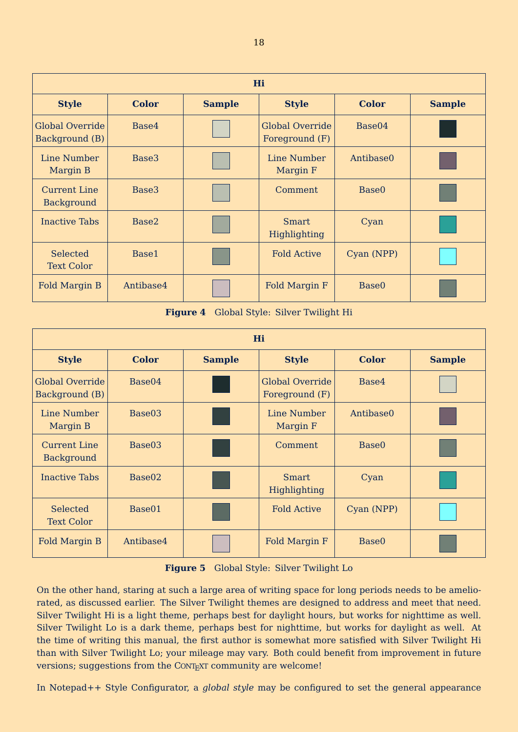| Hi | | | | | |
|---|---|---|---|---|---|
| **Style** | **Color** | **Sample** | **Style** | **Color** | **Sample** |
| Global Override Background (B) | Base4 | | Global Override Foreground (F) | Base04 | |
| Line Number Margin B | Base3 | | Line Number Margin F | Antibase0 | |
| Current Line Background | Base3 | | Comment | Base0 | |
| Inactive Tabs | Base2 | | Smart Highlighting | Cyan | |
| Selected Text Color | Base1 | | Fold Active | Cyan (NPP) | |
| Fold Margin B | Antibase4 | | Fold Margin F | Base0 | |

**Figure 4** Global Style: Silver Twilight Hi

| Hi | | | | | |
|---|---|---|---|---|---|
| **Style** | **Color** | **Sample** | **Style** | **Color** | **Sample** |
| Global Override Background (B) | Base04 | | Global Override Foreground (F) | Base4 | |
| Line Number Margin B | Base03 | | Line Number Margin F | Antibase0 | |
| Current Line Background | Base03 | | Comment | Base0 | |
| Inactive Tabs | Base02 | | Smart Highlighting | Cyan | |
| Selected Text Color | Base01 | | Fold Active | Cyan (NPP) | |
| Fold Margin B | Antibase4 | | Fold Margin F | Base0 | |

**Figure 5** Global Style: Silver Twilight Lo

On the other hand, staring at such a large area of writing space for long periods needs to be ameliorated, as discussed earlier. The Silver Twilight themes are designed to address and meet that need. Silver Twilight Hi is a light theme, perhaps best for daylight hours, but works for nighttime as well. Silver Twilight Lo is a dark theme, perhaps best for nighttime, but works for daylight as well. At the time of writing this manual, the first author is somewhat more satisfied with Silver Twilight Hi than with Silver Twilight Lo; your mileage may vary. Both could benefit from improvement in future versions; suggestions from the ConTeXt community are welcome!

In Notepad++ Style Configurator, a *global style* may be configured to set the general appearance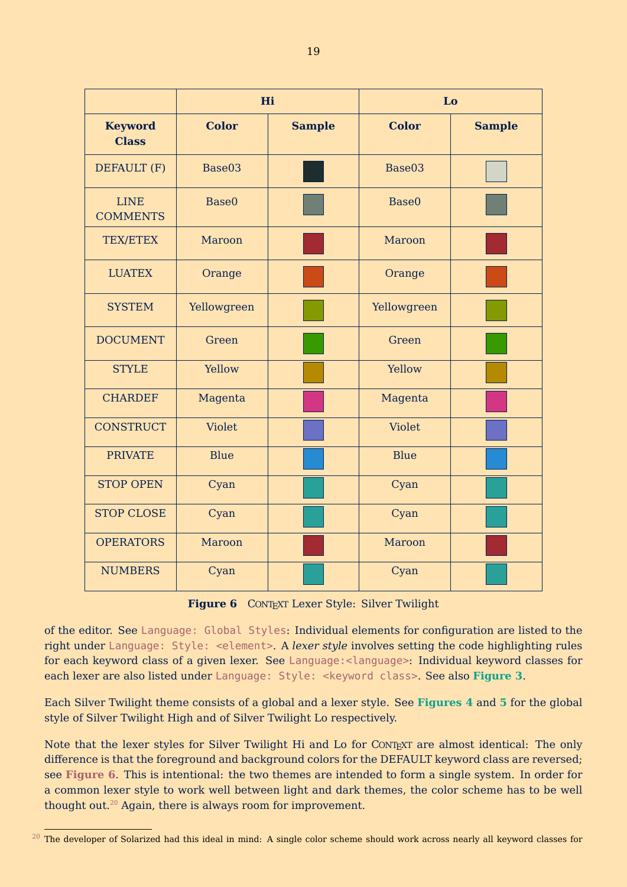| | Hi | | Lo | |
|---|---|---|---|---|
| **Keyword Class** | **Color** | **Sample** | **Color** | **Sample** |
| DEFAULT (F) | Base03 | | Base03 | |
| LINE COMMENTS | Base0 | | Base0 | |
| TEX/ETEX | Maroon | | Maroon | |
| LUATEX | Orange | | Orange | |
| SYSTEM | Yellowgreen | | Yellowgreen | |
| DOCUMENT | Green | | Green | |
| STYLE | Yellow | | Yellow | |
| CHARDEF | Magenta | | Magenta | |
| CONSTRUCT | Violet | | Violet | |
| PRIVATE | Blue | | Blue | |
| STOP OPEN | Cyan | | Cyan | |
| STOP CLOSE | Cyan | | Cyan | |
| OPERATORS | Maroon | | Maroon | |
| NUMBERS | Cyan | | Cyan | |

**Figure 6** ConTeXt Lexer Style: Silver Twilight

of the editor. See `Language: Global Styles`: Individual elements for configuration are listed to the right under `Language: Style: <element>`. A *lexer style* involves setting the code highlighting rules for each keyword class of a given lexer. See `Language:<language>`: Individual keyword classes for each lexer are also listed under `Language: Style: <keyword class>`. See also **Figure 3**.

Each Silver Twilight theme consists of a global and a lexer style. See **Figures 4** and **5** for the global style of Silver Twilight High and of Silver Twilight Lo respectively.

Note that the lexer styles for Silver Twilight Hi and Lo for ConTeXt are almost identical: The only difference is that the foreground and background colors for the DEFAULT keyword class are reversed; see **Figure 6**. This is intentional: the two themes are intended to form a single system. In order for a common lexer style to work well between light and dark themes, the color scheme has to be well thought out.[20] Again, there is always room for improvement.

[20] The developer of Solarized had this ideal in mind: A single color scheme should work across nearly all keyword classes for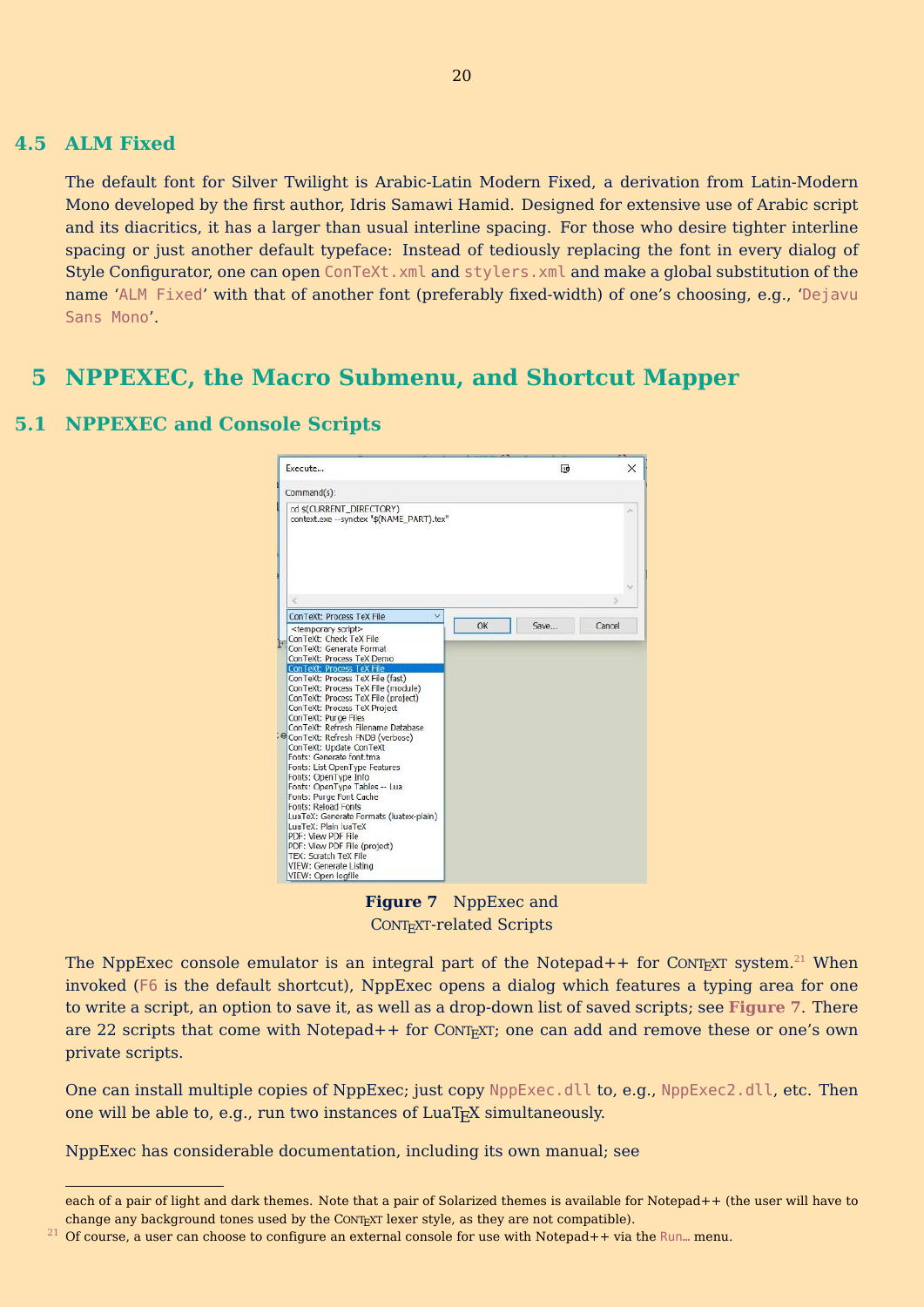## 4.5 ALM Fixed

The default font for Silver Twilight is Arabic-Latin Modern Fixed, a derivation from Latin-Modern Mono developed by the first author, Idris Samawi Hamid. Designed for extensive use of Arabic script and its diacritics, it has a larger than usual interline spacing. For those who desire tighter interline spacing or just another default typeface: Instead of tediously replacing the font in every dialog of Style Configurator, one can open `ConTeXt.xml` and `stylers.xml` and make a global substitution of the name '`ALM Fixed`' with that of another font (preferably fixed-width) of one's choosing, e.g., '`Dejavu Sans Mono`'.

# 5 NPPEXEC, the Macro Submenu, and Shortcut Mapper

## 5.1 NPPEXEC and Console Scripts

**Figure 7** NppExec and ConTeXt-related Scripts

The NppExec console emulator is an integral part of the Notepad++ for ConTeXt system.[21] When invoked (F6 is the default shortcut), NppExec opens a dialog which features a typing area for one to write a script, an option to save it, as well as a drop-down list of saved scripts; see **Figure 7**. There are 22 scripts that come with Notepad++ for ConTeXt; one can add and remove these or one's own private scripts.

One can install multiple copies of NppExec; just copy `NppExec.dll` to, e.g., `NppExec2.dll`, etc. Then one will be able to, e.g., run two instances of LuaTeX simultaneously.

NppExec has considerable documentation, including its own manual; see

each of a pair of light and dark themes. Note that a pair of Solarized themes is available for Notepad++ (the user will have to change any background tones used by the ConTeXt lexer style, as they are not compatible).

[21] Of course, a user can choose to configure an external console for use with Notepad++ via the Run... menu.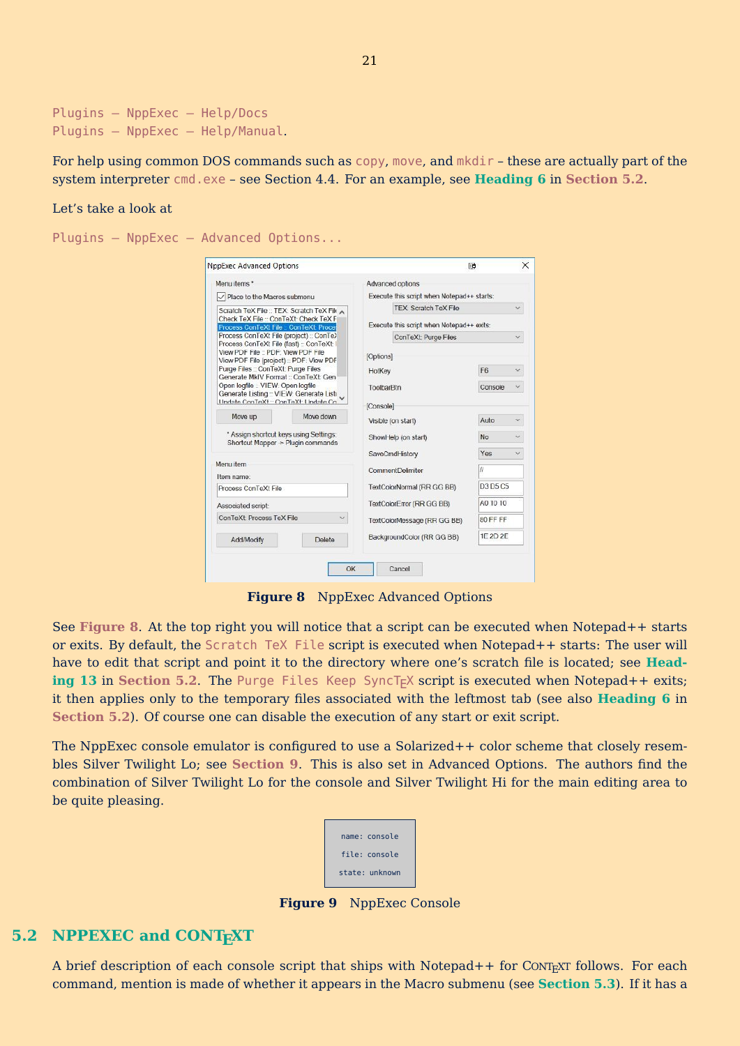Plugins – NppExec – Help/Docs
Plugins – NppExec – Help/Manual.

For help using common DOS commands such as `copy`, `move`, and `mkdir` – these are actually part of the system interpreter `cmd.exe` – see Section 4.4. For an example, see **Heading 6** in **Section 5.2**.

Let's take a look at

Plugins – NppExec – Advanced Options...

**Figure 8** NppExec Advanced Options

See **Figure 8**. At the top right you will notice that a script can be executed when Notepad++ starts or exits. By default, the `Scratch TeX File` script is executed when Notepad++ starts: The user will have to edit that script and point it to the directory where one's scratch file is located; see **Heading 13** in **Section 5.2**. The `Purge Files Keep SyncTeX` script is executed when Notepad++ exits; it then applies only to the temporary files associated with the leftmost tab (see also **Heading 6** in **Section 5.2**). Of course one can disable the execution of any start or exit script.

The NppExec console emulator is configured to use a Solarized++ color scheme that closely resembles Silver Twilight Lo; see **Section 9**. This is also set in Advanced Options. The authors find the combination of Silver Twilight Lo for the console and Silver Twilight Hi for the main editing area to be quite pleasing.

**Figure 9** NppExec Console

## 5.2 NPPEXEC and CONTEXT

A brief description of each console script that ships with Notepad++ for CONTEXT follows. For each command, mention is made of whether it appears in the Macro submenu (see **Section 5.3**). If it has a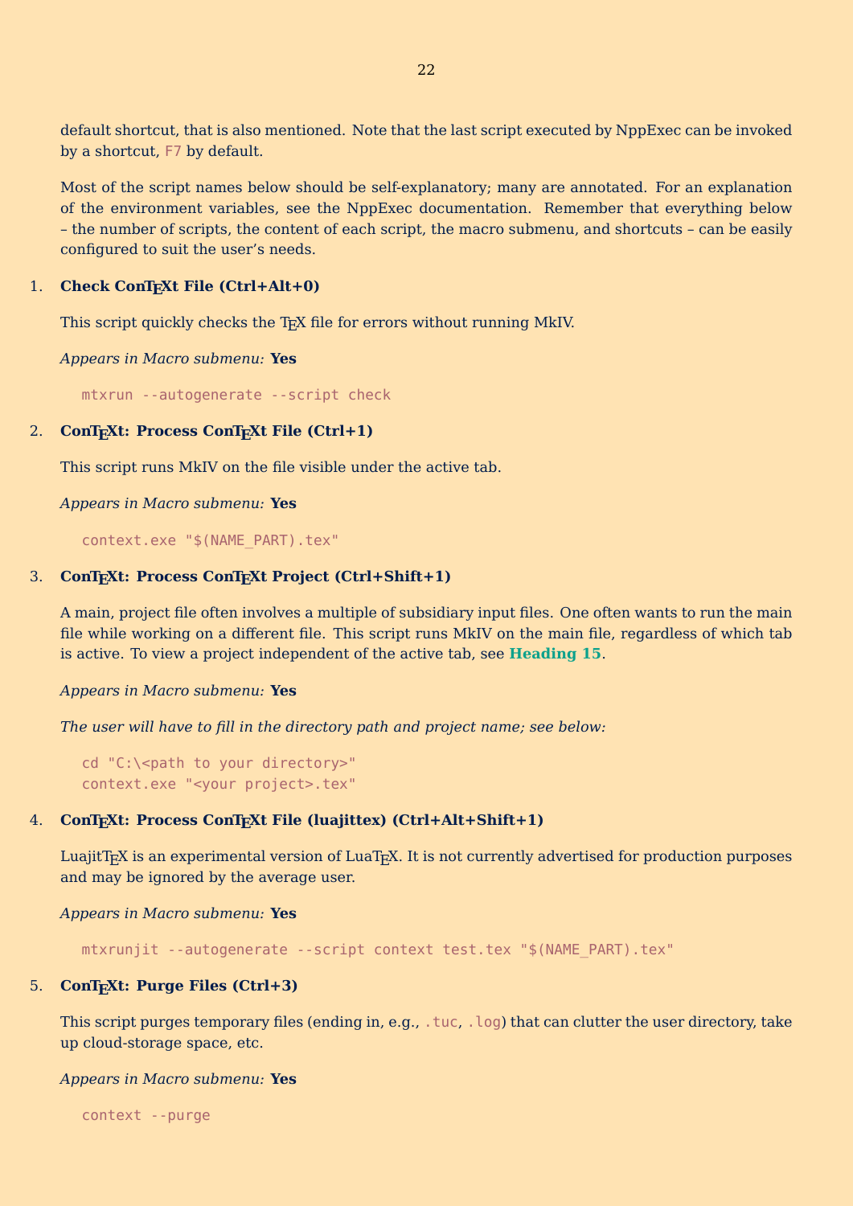default shortcut, that is also mentioned. Note that the last script executed by NppExec can be invoked by a shortcut, `F7` by default.

Most of the script names below should be self-explanatory; many are annotated. For an explanation of the environment variables, see the NppExec documentation. Remember that everything below – the number of scripts, the content of each script, the macro submenu, and shortcuts – can be easily configured to suit the user's needs.

1. **Check ConTEXt File (Ctrl+Alt+0)**

   This script quickly checks the TEX file for errors without running MkIV.

   *Appears in Macro submenu:* **Yes**

   ```
   mtxrun --autogenerate --script check
   ```

2. **ConTEXt: Process ConTEXt File (Ctrl+1)**

   This script runs MkIV on the file visible under the active tab.

   *Appears in Macro submenu:* **Yes**

   ```
   context.exe "$(NAME_PART).tex"
   ```

3. **ConTEXt: Process ConTEXt Project (Ctrl+Shift+1)**

   A main, project file often involves a multiple of subsidiary input files. One often wants to run the main file while working on a different file. This script runs MkIV on the main file, regardless of which tab is active. To view a project independent of the active tab, see **Heading 15**.

   *Appears in Macro submenu:* **Yes**

   *The user will have to fill in the directory path and project name; see below:*

   ```
   cd "C:\<path to your directory>"
   context.exe "<your project>.tex"
   ```

4. **ConTEXt: Process ConTEXt File (luajittex) (Ctrl+Alt+Shift+1)**

   LuajitTEX is an experimental version of LuaTEX. It is not currently advertised for production purposes and may be ignored by the average user.

   *Appears in Macro submenu:* **Yes**

   ```
   mtxrunjit --autogenerate --script context test.tex "$(NAME_PART).tex"
   ```

5. **ConTEXt: Purge Files (Ctrl+3)**

   This script purges temporary files (ending in, e.g., `.tuc`, `.log`) that can clutter the user directory, take up cloud-storage space, etc.

   *Appears in Macro submenu:* **Yes**

   ```
   context --purge
   ```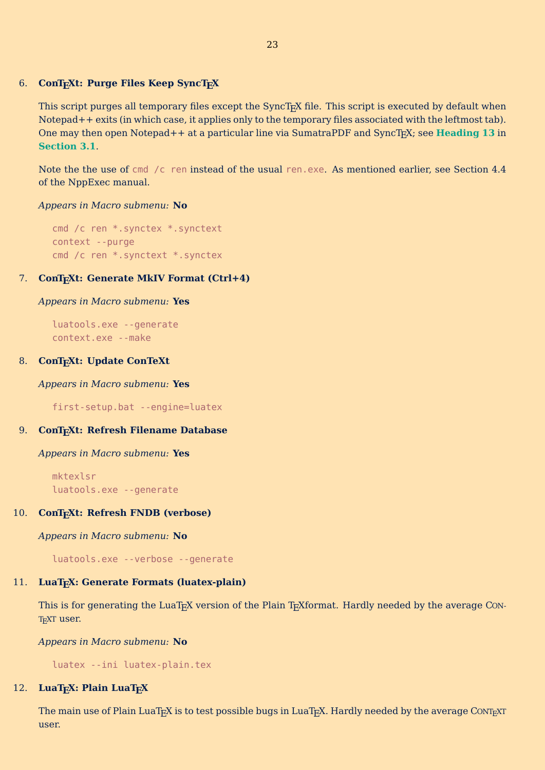6. **ConTEXt: Purge Files Keep SyncTEX**

   This script purges all temporary files except the SyncTEX file. This script is executed by default when Notepad++ exits (in which case, it applies only to the temporary files associated with the leftmost tab). One may then open Notepad++ at a particular line via SumatraPDF and SyncTEX; see **Heading 13** in **Section 3.1**.

   Note the the use of `cmd /c ren` instead of the usual `ren.exe`. As mentioned earlier, see Section 4.4 of the NppExec manual.

   *Appears in Macro submenu:* **No**

   ```
   cmd /c ren *.synctex *.synctext
   context --purge
   cmd /c ren *.synctext *.synctex
   ```

7. **ConTEXt: Generate MkIV Format (Ctrl+4)**

   *Appears in Macro submenu:* **Yes**

   ```
   luatools.exe --generate
   context.exe --make
   ```

8. **ConTEXt: Update ConTeXt**

   *Appears in Macro submenu:* **Yes**

   ```
   first-setup.bat --engine=luatex
   ```

9. **ConTEXt: Refresh Filename Database**

   *Appears in Macro submenu:* **Yes**

   ```
   mktexlsr
   luatools.exe --generate
   ```

10. **ConTEXt: Refresh FNDB (verbose)**

    *Appears in Macro submenu:* **No**

    ```
    luatools.exe --verbose --generate
    ```

11. **LuaTEX: Generate Formats (luatex-plain)**

    This is for generating the LuaTEX version of the Plain TEXformat. Hardly needed by the average CONTEXT user.

    *Appears in Macro submenu:* **No**

    ```
    luatex --ini luatex-plain.tex
    ```

12. **LuaTEX: Plain LuaTEX**

    The main use of Plain LuaTEX is to test possible bugs in LuaTEX. Hardly needed by the average CONTEXT user.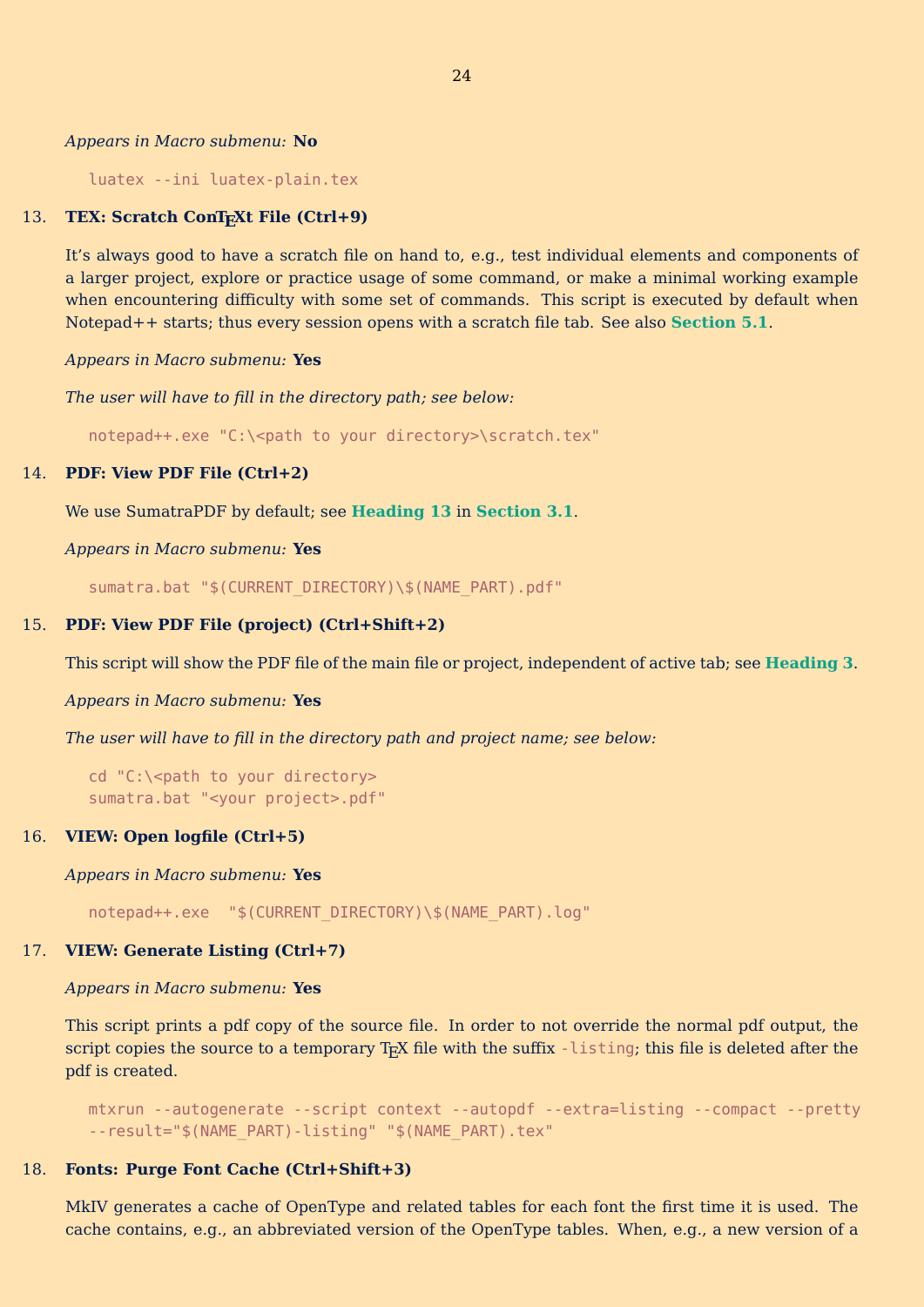*Appears in Macro submenu:* **No**

```
luatex --ini luatex-plain.tex
```

13. **TEX: Scratch ConTEXt File (Ctrl+9)**

    It's always good to have a scratch file on hand to, e.g., test individual elements and components of a larger project, explore or practice usage of some command, or make a minimal working example when encountering difficulty with some set of commands. This script is executed by default when Notepad++ starts; thus every session opens with a scratch file tab. See also **Section 5.1**.

    *Appears in Macro submenu:* **Yes**

    *The user will have to fill in the directory path; see below:*

    ```
    notepad++.exe "C:\<path to your directory>\scratch.tex"
    ```

14. **PDF: View PDF File (Ctrl+2)**

    We use SumatraPDF by default; see **Heading 13** in **Section 3.1**.

    *Appears in Macro submenu:* **Yes**

    ```
    sumatra.bat "$(CURRENT_DIRECTORY)\$(NAME_PART).pdf"
    ```

15. **PDF: View PDF File (project) (Ctrl+Shift+2)**

    This script will show the PDF file of the main file or project, independent of active tab; see **Heading 3**.

    *Appears in Macro submenu:* **Yes**

    *The user will have to fill in the directory path and project name; see below:*

    ```
    cd "C:\<path to your directory>
    sumatra.bat "<your project>.pdf"
    ```

16. **VIEW: Open logfile (Ctrl+5)**

    *Appears in Macro submenu:* **Yes**

    ```
    notepad++.exe  "$(CURRENT_DIRECTORY)\$(NAME_PART).log"
    ```

17. **VIEW: Generate Listing (Ctrl+7)**

    *Appears in Macro submenu:* **Yes**

    This script prints a pdf copy of the source file. In order to not override the normal pdf output, the script copies the source to a temporary TEX file with the suffix `-listing`; this file is deleted after the pdf is created.

    ```
    mtxrun --autogenerate --script context --autopdf --extra=listing --compact --pretty
    --result="$(NAME_PART)-listing" "$(NAME_PART).tex"
    ```

18. **Fonts: Purge Font Cache (Ctrl+Shift+3)**

    MkIV generates a cache of OpenType and related tables for each font the first time it is used. The cache contains, e.g., an abbreviated version of the OpenType tables. When, e.g., a new version of a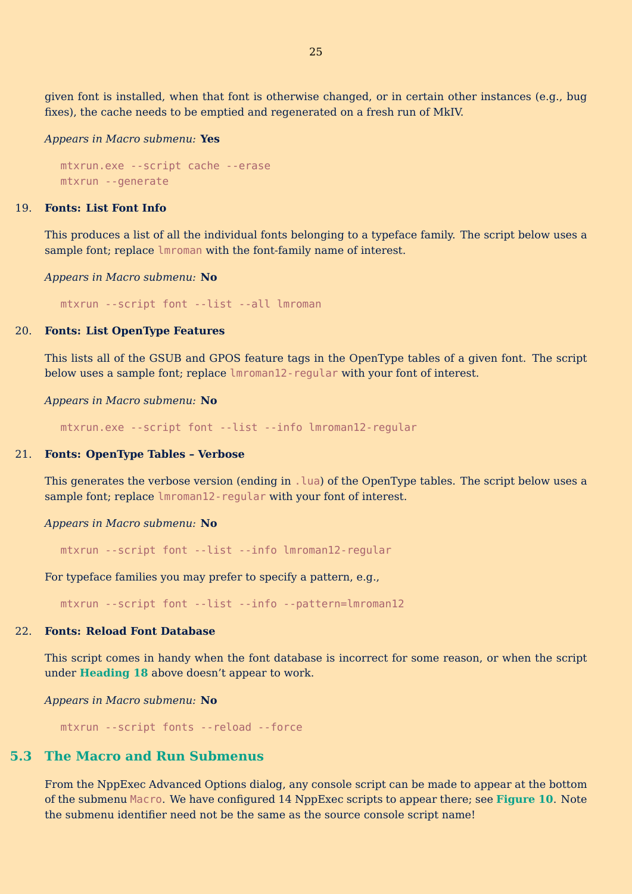given font is installed, when that font is otherwise changed, or in certain other instances (e.g., bug fixes), the cache needs to be emptied and regenerated on a fresh run of MkIV.

*Appears in Macro submenu:* **Yes**

```
mtxrun.exe --script cache --erase
mtxrun --generate
```

19. **Fonts: List Font Info**

This produces a list of all the individual fonts belonging to a typeface family. The script below uses a sample font; replace `lmroman` with the font-family name of interest.

*Appears in Macro submenu:* **No**

```
mtxrun --script font --list --all lmroman
```

20. **Fonts: List OpenType Features**

This lists all of the GSUB and GPOS feature tags in the OpenType tables of a given font. The script below uses a sample font; replace `lmroman12-regular` with your font of interest.

*Appears in Macro submenu:* **No**

```
mtxrun.exe --script font --list --info lmroman12-regular
```

21. **Fonts: OpenType Tables – Verbose**

This generates the verbose version (ending in `.lua`) of the OpenType tables. The script below uses a sample font; replace `lmroman12-regular` with your font of interest.

*Appears in Macro submenu:* **No**

```
mtxrun --script font --list --info lmroman12-regular
```

For typeface families you may prefer to specify a pattern, e.g.,

```
mtxrun --script font --list --info --pattern=lmroman12
```

22. **Fonts: Reload Font Database**

This script comes in handy when the font database is incorrect for some reason, or when the script under **Heading 18** above doesn't appear to work.

*Appears in Macro submenu:* **No**

```
mtxrun --script fonts --reload --force
```

## 5.3 The Macro and Run Submenus

From the NppExec Advanced Options dialog, any console script can be made to appear at the bottom of the submenu `Macro`. We have configured 14 NppExec scripts to appear there; see **Figure 10**. Note the submenu identifier need not be the same as the source console script name!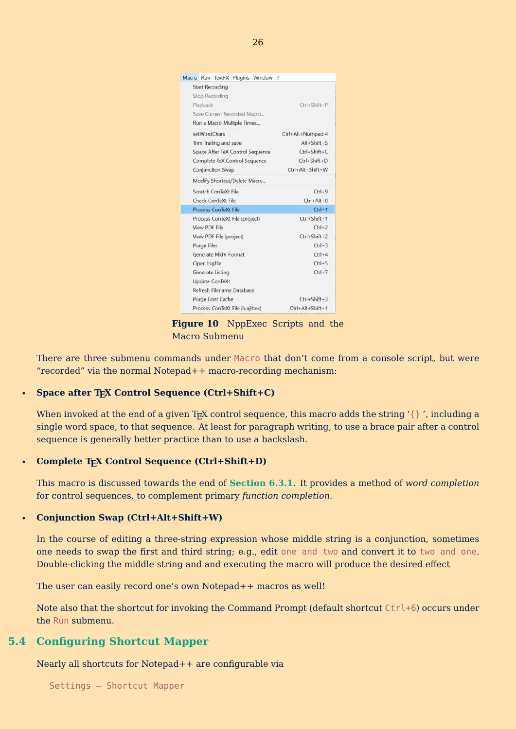**Figure 10** NppExec Scripts and the Macro Submenu

There are three submenu commands under `Macro` that don't come from a console script, but were "recorded" via the normal Notepad++ macro-recording mechanism:

- **Space after TEX Control Sequence (Ctrl+Shift+C)**

  When invoked at the end of a given TEX control sequence, this macro adds the string '`{} `', including a single word space, to that sequence. At least for paragraph writing, to use a brace pair after a control sequence is generally better practice than to use a backslash.

- **Complete TEX Control Sequence (Ctrl+Shift+D)**

  This macro is discussed towards the end of **Section 6.3.1**. It provides a method of *word completion* for control sequences, to complement primary *function completion*.

- **Conjunction Swap (Ctrl+Alt+Shift+W)**

  In the course of editing a three-string expression whose middle string is a conjunction, sometimes one needs to swap the first and third string; e.g., edit `one and two` and convert it to `two and one`. Double-clicking the middle string and and executing the macro will produce the desired effect

  The user can easily record one's own Notepad++ macros as well!

  Note also that the shortcut for invoking the Command Prompt (default shortcut `Ctrl+6`) occurs under the `Run` submenu.

## 5.4 Configuring Shortcut Mapper

Nearly all shortcuts for Notepad++ are configurable via

```
Settings – Shortcut Mapper
```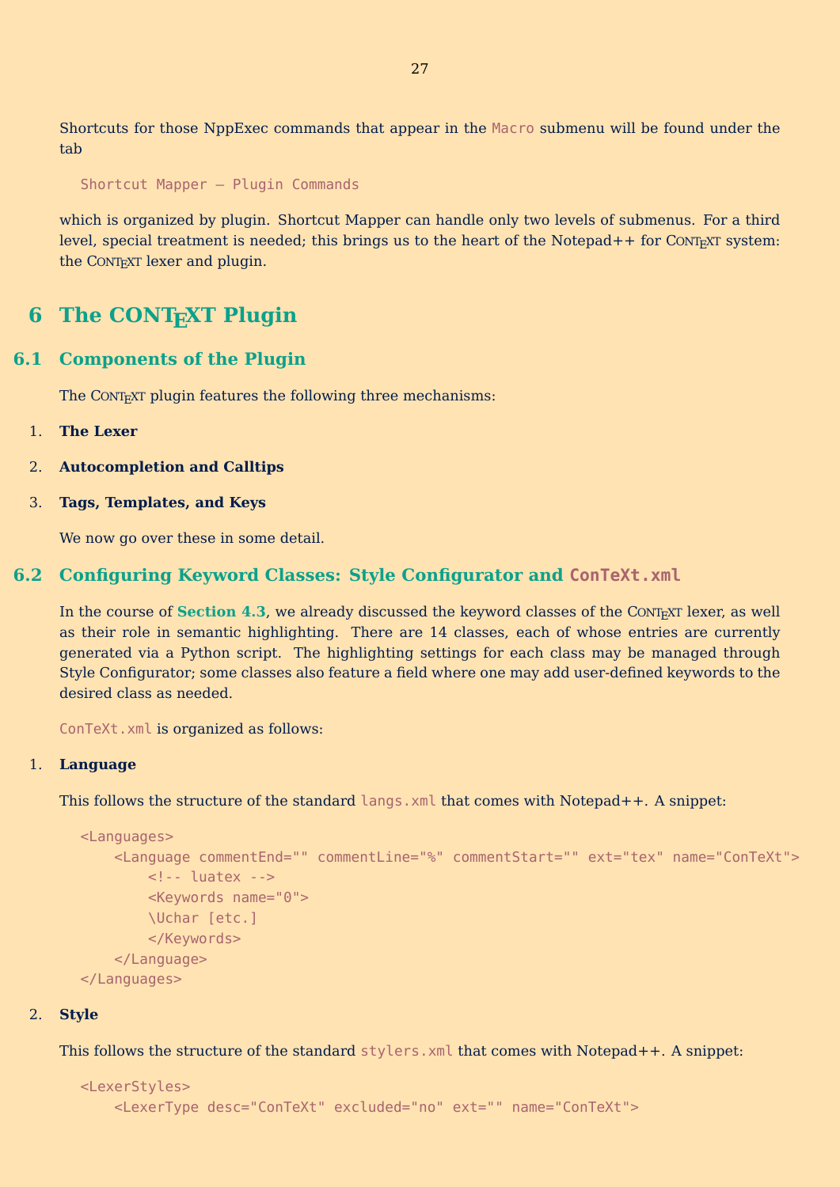Shortcuts for those NppExec commands that appear in the `Macro` submenu will be found under the tab

```
Shortcut Mapper – Plugin Commands
```

which is organized by plugin. Shortcut Mapper can handle only two levels of submenus. For a third level, special treatment is needed; this brings us to the heart of the Notepad++ for ConTeXt system: the ConTeXt lexer and plugin.

# 6 The ConTeXt Plugin

## 6.1 Components of the Plugin

The ConTeXt plugin features the following three mechanisms:

1. **The Lexer**
2. **Autocompletion and Calltips**
3. **Tags, Templates, and Keys**

We now go over these in some detail.

## 6.2 Configuring Keyword Classes: Style Configurator and `ConTeXt.xml`

In the course of **Section 4.3**, we already discussed the keyword classes of the ConTeXt lexer, as well as their role in semantic highlighting. There are 14 classes, each of whose entries are currently generated via a Python script. The highlighting settings for each class may be managed through Style Configurator; some classes also feature a field where one may add user-defined keywords to the desired class as needed.

`ConTeXt.xml` is organized as follows:

1. **Language**

   This follows the structure of the standard `langs.xml` that comes with Notepad++. A snippet:

```
<Languages>
    <Language commentEnd="" commentLine="%" commentStart="" ext="tex" name="ConTeXt">
        <!-- luatex -->
        <Keywords name="0">
        \Uchar [etc.]
        </Keywords>
    </Language>
</Languages>
```

2. **Style**

   This follows the structure of the standard `stylers.xml` that comes with Notepad++. A snippet:

```
<LexerStyles>
    <LexerType desc="ConTeXt" excluded="no" ext="" name="ConTeXt">
```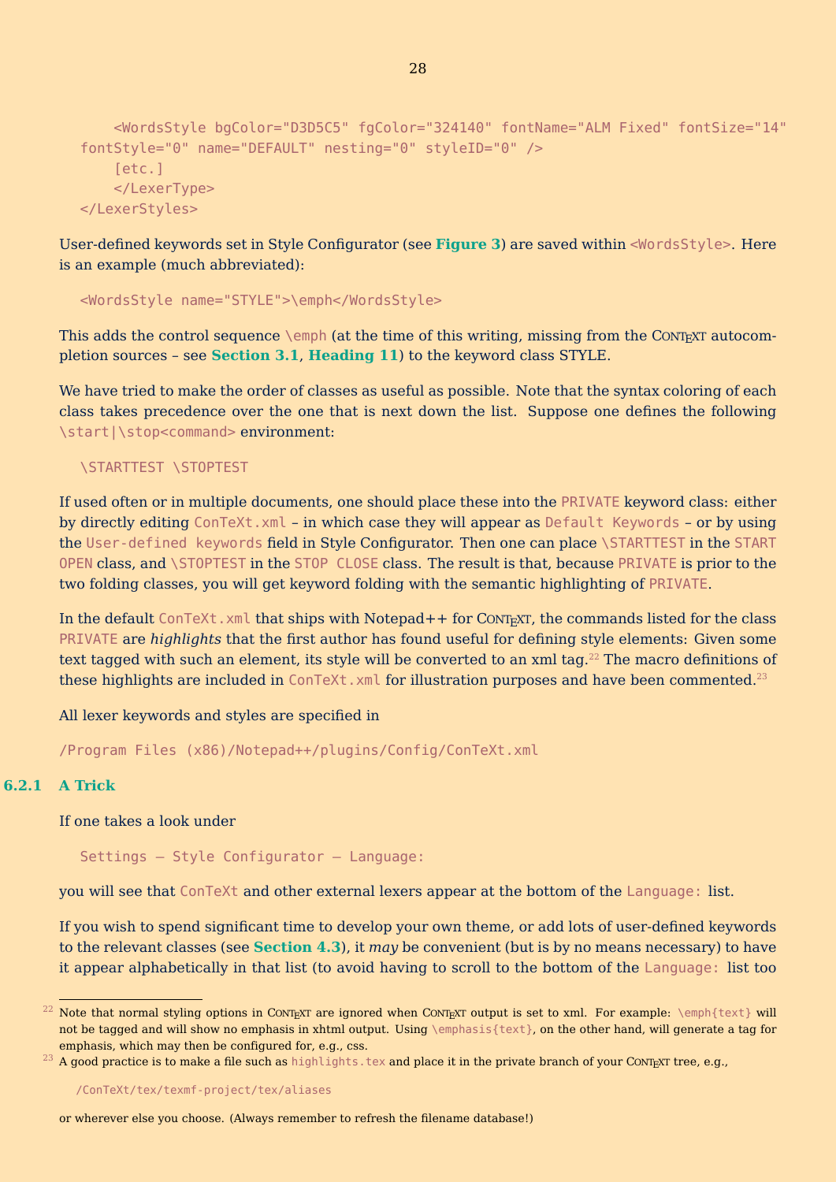```
    <WordsStyle bgColor="D3D5C5" fgColor="324140" fontName="ALM Fixed" fontSize="14"
fontStyle="0" name="DEFAULT" nesting="0" styleID="0" />
    [etc.]
    </LexerType>
</LexerStyles>
```

User-defined keywords set in Style Configurator (see **Figure 3**) are saved within `<WordsStyle>`. Here is an example (much abbreviated):

```
<WordsStyle name="STYLE">\emph</WordsStyle>
```

This adds the control sequence `\emph` (at the time of this writing, missing from the ConTeXt autocompletion sources – see **Section 3.1**, **Heading 11**) to the keyword class STYLE.

We have tried to make the order of classes as useful as possible. Note that the syntax coloring of each class takes precedence over the one that is next down the list. Suppose one defines the following `\start|\stop<command>` environment:

```
\STARTTEST \STOPTEST
```

If used often or in multiple documents, one should place these into the `PRIVATE` keyword class: either by directly editing `ConTeXt.xml` – in which case they will appear as `Default Keywords` – or by using the `User-defined keywords` field in Style Configurator. Then one can place `\STARTTEST` in the `START OPEN` class, and `\STOPTEST` in the `STOP CLOSE` class. The result is that, because `PRIVATE` is prior to the two folding classes, you will get keyword folding with the semantic highlighting of `PRIVATE`.

In the default `ConTeXt.xml` that ships with Notepad++ for ConTeXt, the commands listed for the class `PRIVATE` are *highlights* that the first author has found useful for defining style elements: Given some text tagged with such an element, its style will be converted to an xml tag.[22] The macro definitions of these highlights are included in `ConTeXt.xml` for illustration purposes and have been commented.[23]

All lexer keywords and styles are specified in

```
/Program Files (x86)/Notepad++/plugins/Config/ConTeXt.xml
```

### 6.2.1 A Trick

If one takes a look under

```
Settings – Style Configurator – Language:
```

you will see that `ConTeXt` and other external lexers appear at the bottom of the `Language:` list.

If you wish to spend significant time to develop your own theme, or add lots of user-defined keywords to the relevant classes (see **Section 4.3**), it *may* be convenient (but is by no means necessary) to have it appear alphabetically in that list (to avoid having to scroll to the bottom of the `Language:` list too

---

[22] Note that normal styling options in ConTeXt are ignored when ConTeXt output is set to xml. For example: `\emph{text}` will not be tagged and will show no emphasis in xhtml output. Using `\emphasis{text}`, on the other hand, will generate a tag for emphasis, which may then be configured for, e.g., css.

[23] A good practice is to make a file such as `highlights.tex` and place it in the private branch of your ConTeXt tree, e.g.,

```
/ConTeXt/tex/texmf-project/tex/aliases
```

or wherever else you choose. (Always remember to refresh the filename database!)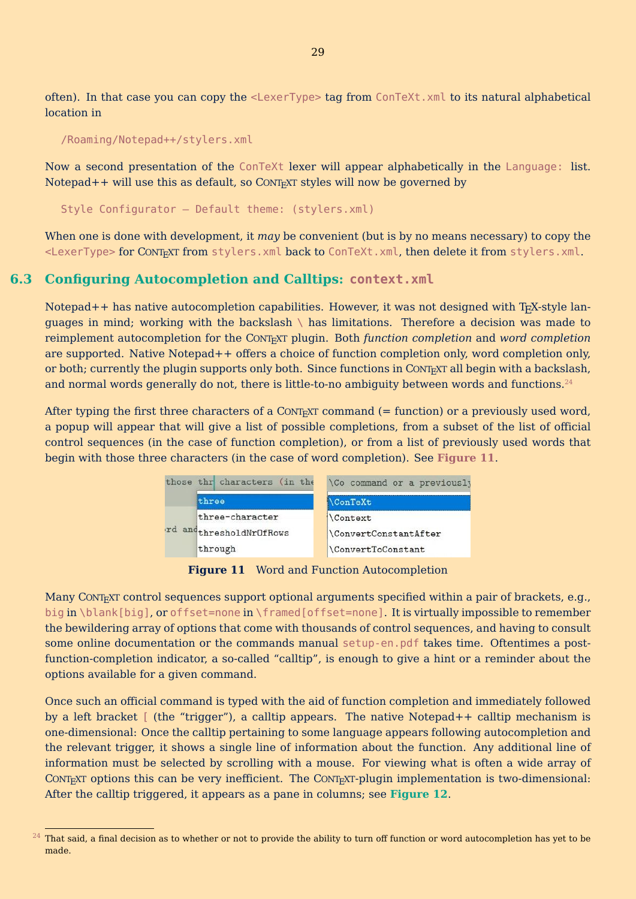often). In that case you can copy the `<LexerType>` tag from `ConTeXt.xml` to its natural alphabetical location in

```
/Roaming/Notepad++/stylers.xml
```

Now a second presentation of the `ConTeXt` lexer will appear alphabetically in the `Language:` list. Notepad++ will use this as default, so ConTeXt styles will now be governed by

```
Style Configurator – Default theme: (stylers.xml)
```

When one is done with development, it *may* be convenient (but is by no means necessary) to copy the `<LexerType>` for ConTeXt from `stylers.xml` back to `ConTeXt.xml`, then delete it from `stylers.xml`.

## 6.3 Configuring Autocompletion and Calltips: `context.xml`

Notepad++ has native autocompletion capabilities. However, it was not designed with TeX-style languages in mind; working with the backslash `\` has limitations. Therefore a decision was made to reimplement autocompletion for the ConTeXt plugin. Both *function completion* and *word completion* are supported. Native Notepad++ offers a choice of function completion only, word completion only, or both; currently the plugin supports only both. Since functions in ConTeXt all begin with a backslash, and normal words generally do not, there is little-to-no ambiguity between words and functions.[24]

After typing the first three characters of a ConTeXt command (= function) or a previously used word, a popup will appear that will give a list of possible completions, from a subset of the list of official control sequences (in the case of function completion), or from a list of previously used words that begin with those three characters (in the case of word completion). See **Figure 11**.

**Figure 11** Word and Function Autocompletion

Many ConTeXt control sequences support optional arguments specified within a pair of brackets, e.g., `big` in `\blank[big]`, or `offset=none` in `\framed[offset=none]`. It is virtually impossible to remember the bewildering array of options that come with thousands of control sequences, and having to consult some online documentation or the commands manual `setup-en.pdf` takes time. Oftentimes a post-function-completion indicator, a so-called "calltip", is enough to give a hint or a reminder about the options available for a given command.

Once such an official command is typed with the aid of function completion and immediately followed by a left bracket `[` (the "trigger"), a calltip appears. The native Notepad++ calltip mechanism is one-dimensional: Once the calltip pertaining to some language appears following autocompletion and the relevant trigger, it shows a single line of information about the function. Any additional line of information must be selected by scrolling with a mouse. For viewing what is often a wide array of ConTeXt options this can be very inefficient. The ConTeXt-plugin implementation is two-dimensional: After the calltip triggered, it appears as a pane in columns; see **Figure 12**.

---

[24] That said, a final decision as to whether or not to provide the ability to turn off function or word autocompletion has yet to be made.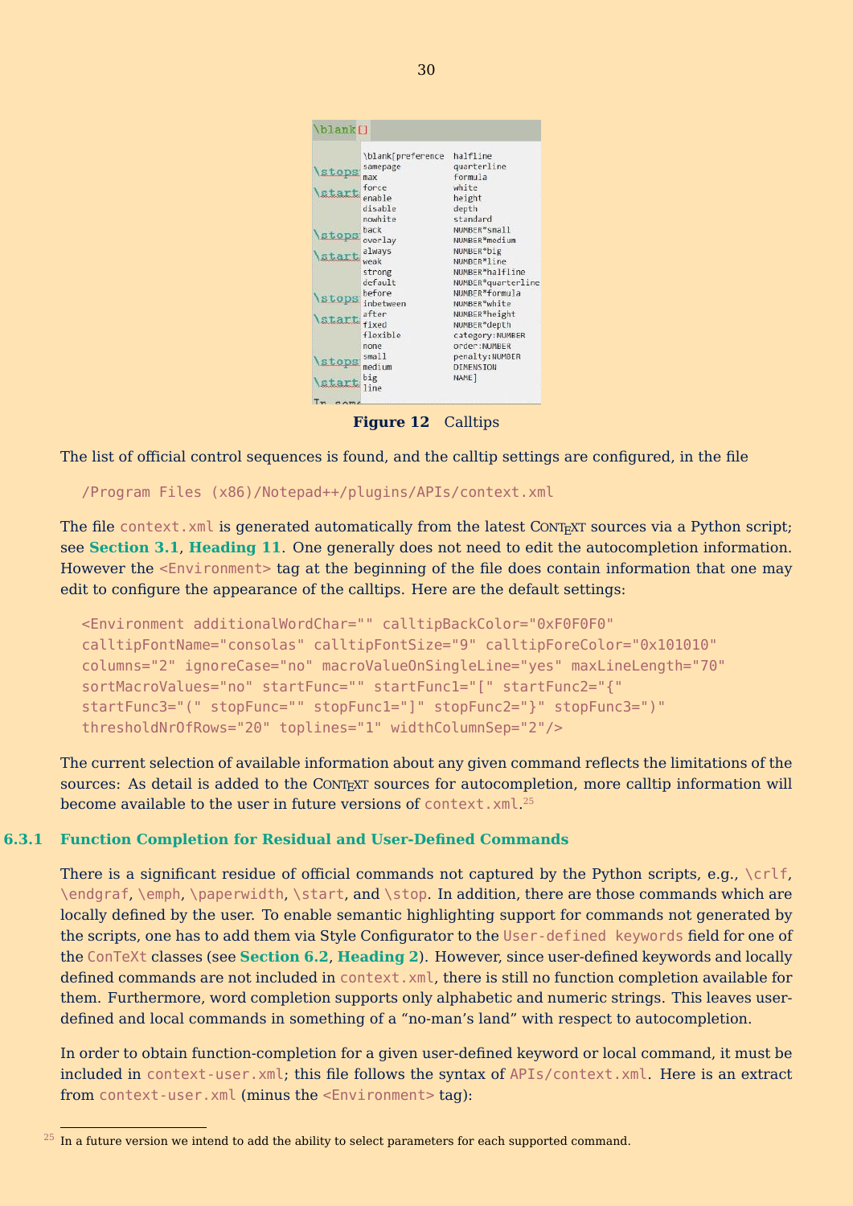Figure 12 Calltips

The list of official control sequences is found, and the calltip settings are configured, in the file

```
/Program Files (x86)/Notepad++/plugins/APIs/context.xml
```

The file `context.xml` is generated automatically from the latest ConTeXt sources via a Python script; see **Section 3.1**, **Heading 11**. One generally does not need to edit the autocompletion information. However the `<Environment>` tag at the beginning of the file does contain information that one may edit to configure the appearance of the calltips. Here are the default settings:

```
<Environment additionalWordChar="" calltipBackColor="0xF0F0F0"
calltipFontName="consolas" calltipFontSize="9" calltipForeColor="0x101010"
columns="2" ignoreCase="no" macroValueOnSingleLine="yes" maxLineLength="70"
sortMacroValues="no" startFunc="" startFunc1="[" startFunc2="{"
startFunc3="(" stopFunc="" stopFunc1="]" stopFunc2="}" stopFunc3=")"
thresholdNrOfRows="20" toplines="1" widthColumnSep="2"/>
```

The current selection of available information about any given command reflects the limitations of the sources: As detail is added to the ConTeXt sources for autocompletion, more calltip information will become available to the user in future versions of `context.xml`.[25]

### 6.3.1 Function Completion for Residual and User-Defined Commands

There is a significant residue of official commands not captured by the Python scripts, e.g., `\crlf`, `\endgraf`, `\emph`, `\paperwidth`, `\start`, and `\stop`. In addition, there are those commands which are locally defined by the user. To enable semantic highlighting support for commands not generated by the scripts, one has to add them via Style Configurator to the `User-defined keywords` field for one of the `ConTeXt` classes (see **Section 6.2**, **Heading 2**). However, since user-defined keywords and locally defined commands are not included in `context.xml`, there is still no function completion available for them. Furthermore, word completion supports only alphabetic and numeric strings. This leaves user-defined and local commands in something of a "no-man's land" with respect to autocompletion.

In order to obtain function-completion for a given user-defined keyword or local command, it must be included in `context-user.xml`; this file follows the syntax of `APIs/context.xml`. Here is an extract from `context-user.xml` (minus the `<Environment>` tag):

[25] In a future version we intend to add the ability to select parameters for each supported command.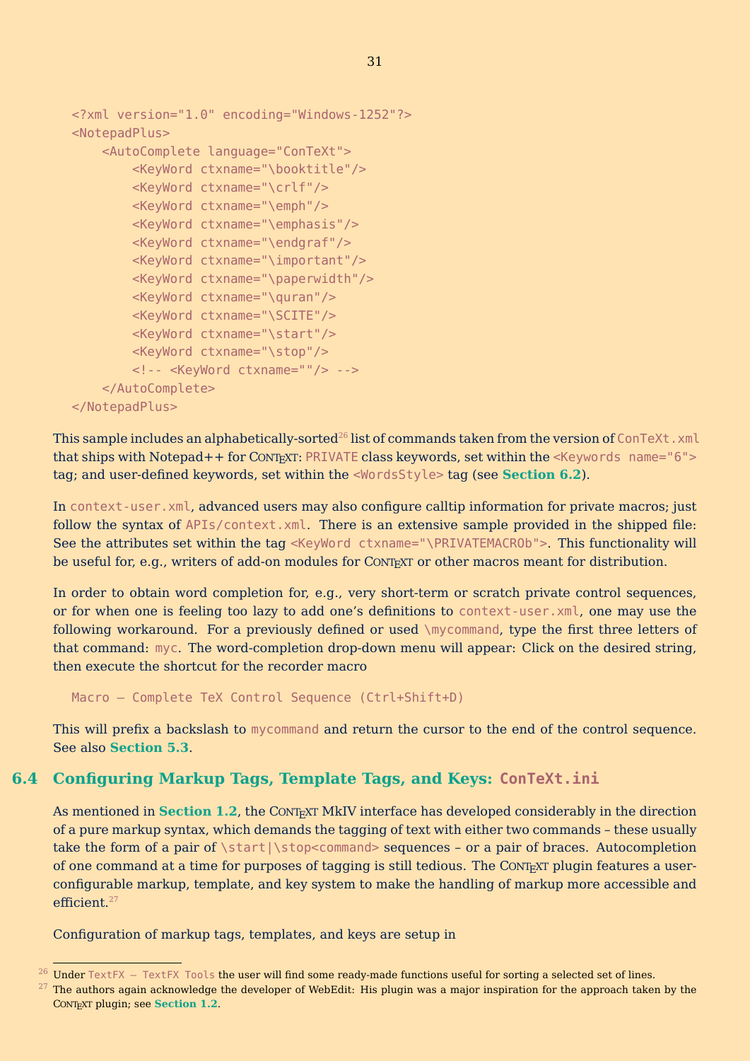```
<?xml version="1.0" encoding="Windows-1252"?>
<NotepadPlus>
    <AutoComplete language="ConTeXt">
        <KeyWord ctxname="\booktitle"/>
        <KeyWord ctxname="\crlf"/>
        <KeyWord ctxname="\emph"/>
        <KeyWord ctxname="\emphasis"/>
        <KeyWord ctxname="\endgraf"/>
        <KeyWord ctxname="\important"/>
        <KeyWord ctxname="\paperwidth"/>
        <KeyWord ctxname="\quran"/>
        <KeyWord ctxname="\SCITE"/>
        <KeyWord ctxname="\start"/>
        <KeyWord ctxname="\stop"/>
        <!-- <KeyWord ctxname=""/> -->
    </AutoComplete>
</NotepadPlus>
```

This sample includes an alphabetically-sorted[26] list of commands taken from the version of `ConTeXt.xml` that ships with Notepad++ for ConTeXt: `PRIVATE` class keywords, set within the `<Keywords name="6">` tag; and user-defined keywords, set within the `<WordsStyle>` tag (see **Section 6.2**).

In `context-user.xml`, advanced users may also configure calltip information for private macros; just follow the syntax of `APIs/context.xml`. There is an extensive sample provided in the shipped file: See the attributes set within the tag `<KeyWord ctxname="\PRIVATEMACROb">`. This functionality will be useful for, e.g., writers of add-on modules for ConTeXt or other macros meant for distribution.

In order to obtain word completion for, e.g., very short-term or scratch private control sequences, or for when one is feeling too lazy to add one's definitions to `context-user.xml`, one may use the following workaround. For a previously defined or used `\mycommand`, type the first three letters of that command: `myc`. The word-completion drop-down menu will appear: Click on the desired string, then execute the shortcut for the recorder macro

```
Macro – Complete TeX Control Sequence (Ctrl+Shift+D)
```

This will prefix a backslash to `mycommand` and return the cursor to the end of the control sequence. See also **Section 5.3**.

## 6.4 Configuring Markup Tags, Template Tags, and Keys: `ConTeXt.ini`

As mentioned in **Section 1.2**, the ConTeXt MkIV interface has developed considerably in the direction of a pure markup syntax, which demands the tagging of text with either two commands – these usually take the form of a pair of `\start|\stop<command>` sequences – or a pair of braces. Autocompletion of one command at a time for purposes of tagging is still tedious. The ConTeXt plugin features a user-configurable markup, template, and key system to make the handling of markup more accessible and efficient.[27]

Configuration of markup tags, templates, and keys are setup in

[26] Under `TextFX – TextFX Tools` the user will find some ready-made functions useful for sorting a selected set of lines.

[27] The authors again acknowledge the developer of WebEdit: His plugin was a major inspiration for the approach taken by the ConTeXt plugin; see **Section 1.2**.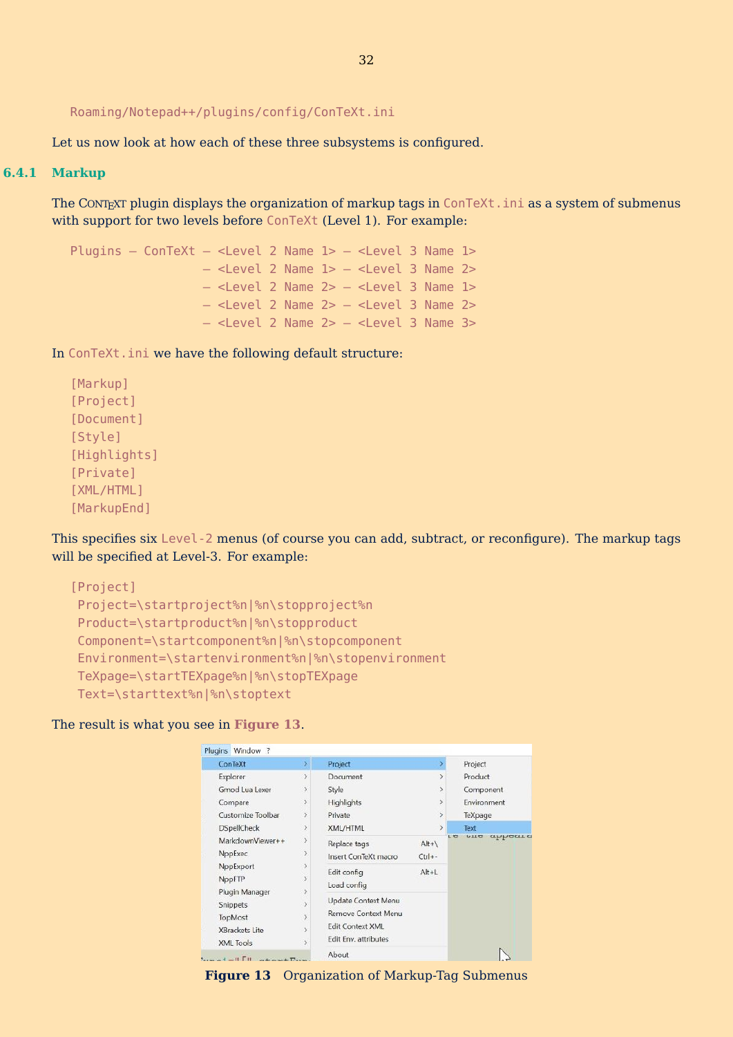```
Roaming/Notepad++/plugins/config/ConTeXt.ini
```

Let us now look at how each of these three subsystems is configured.

### 6.4.1 Markup

The ConTeXt plugin displays the organization of markup tags in `ConTeXt.ini` as a system of submenus with support for two levels before `ConTeXt` (Level 1). For example:

```
Plugins – ConTeXt – <Level 2 Name 1> – <Level 3 Name 1>
                  – <Level 2 Name 1> – <Level 3 Name 2>
                  – <Level 2 Name 2> – <Level 3 Name 1>
                  – <Level 2 Name 2> – <Level 3 Name 2>
                  – <Level 2 Name 2> – <Level 3 Name 3>
```

In `ConTeXt.ini` we have the following default structure:

```
[Markup]
[Project]
[Document]
[Style]
[Highlights]
[Private]
[XML/HTML]
[MarkupEnd]
```

This specifies six `Level-2` menus (of course you can add, subtract, or reconfigure). The markup tags will be specified at Level-3. For example:

```
[Project]
 Project=\startproject%n|%n\stopproject%n
 Product=\startproduct%n|%n\stopproduct
 Component=\startcomponent%n|%n\stopcomponent
 Environment=\startenvironment%n|%n\stopenvironment
 TeXpage=\startTEXpage%n|%n\stopTEXpage
 Text=\starttext%n|%n\stoptext
```

The result is what you see in **Figure 13**.

**Figure 13** Organization of Markup-Tag Submenus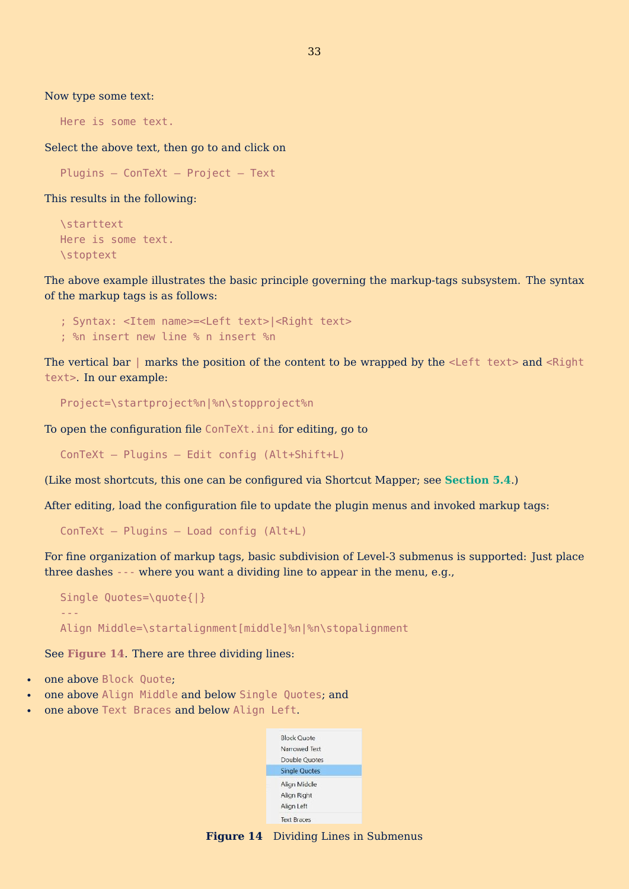Now type some text:

```
Here is some text.
```

Select the above text, then go to and click on

```
Plugins – ConTeXt – Project – Text
```

This results in the following:

```
\starttext
Here is some text.
\stoptext
```

The above example illustrates the basic principle governing the markup-tags subsystem. The syntax of the markup tags is as follows:

```
; Syntax: <Item name>=<Left text>|<Right text>
; %n insert new line % n insert %n
```

The vertical bar `|` marks the position of the content to be wrapped by the `<Left text>` and `<Right text>`. In our example:

```
Project=\startproject%n|%n\stopproject%n
```

To open the configuration file `ConTeXt.ini` for editing, go to

```
ConTeXt – Plugins – Edit config (Alt+Shift+L)
```

(Like most shortcuts, this one can be configured via Shortcut Mapper; see **Section 5.4**.)

After editing, load the configuration file to update the plugin menus and invoked markup tags:

```
ConTeXt – Plugins – Load config (Alt+L)
```

For fine organization of markup tags, basic subdivision of Level-3 submenus is supported: Just place three dashes `---` where you want a dividing line to appear in the menu, e.g.,

```
Single Quotes=\quote{|}
---
Align Middle=\startalignment[middle]%n|%n\stopalignment
```

See **Figure 14**. There are three dividing lines:

- one above `Block Quote`;
- one above `Align Middle` and below `Single Quotes`; and
- one above `Text Braces` and below `Align Left`.

**Figure 14** Dividing Lines in Submenus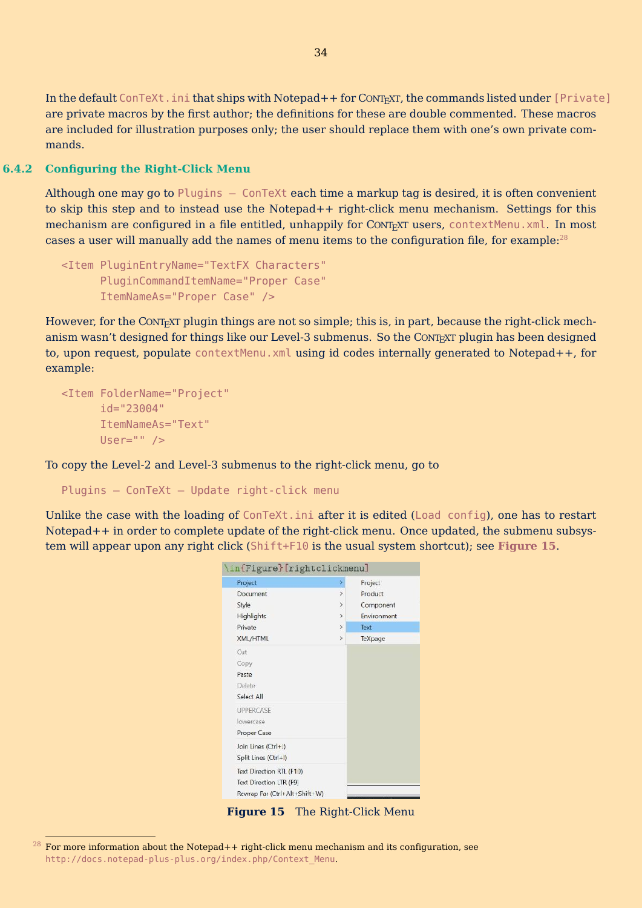In the default `ConTeXt.ini` that ships with Notepad++ for ConTeXt, the commands listed under `[Private]` are private macros by the first author; the definitions for these are double commented. These macros are included for illustration purposes only; the user should replace them with one's own private commands.

### 6.4.2 Configuring the Right-Click Menu

Although one may go to `Plugins – ConTeXt` each time a markup tag is desired, it is often convenient to skip this step and to instead use the Notepad++ right-click menu mechanism. Settings for this mechanism are configured in a file entitled, unhappily for ConTeXt users, `contextMenu.xml`. In most cases a user will manually add the names of menu items to the configuration file, for example:[28]

```
<Item PluginEntryName="TextFX Characters"
      PluginCommandItemName="Proper Case"
      ItemNameAs="Proper Case" />
```

However, for the ConTeXt plugin things are not so simple; this is, in part, because the right-click mechanism wasn't designed for things like our Level-3 submenus. So the ConTeXt plugin has been designed to, upon request, populate `contextMenu.xml` using id codes internally generated to Notepad++, for example:

```
<Item FolderName="Project"
      id="23004"
      ItemNameAs="Text"
      User="" />
```

To copy the Level-2 and Level-3 submenus to the right-click menu, go to

```
Plugins – ConTeXt – Update right-click menu
```

Unlike the case with the loading of `ConTeXt.ini` after it is edited (`Load config`), one has to restart Notepad++ in order to complete update of the right-click menu. Once updated, the submenu subsystem will appear upon any right click (`Shift+F10` is the usual system shortcut); see **Figure 15**.

**Figure 15** The Right-Click Menu

[28] For more information about the Notepad++ right-click menu mechanism and its configuration, see `http://docs.notepad-plus-plus.org/index.php/Context_Menu`.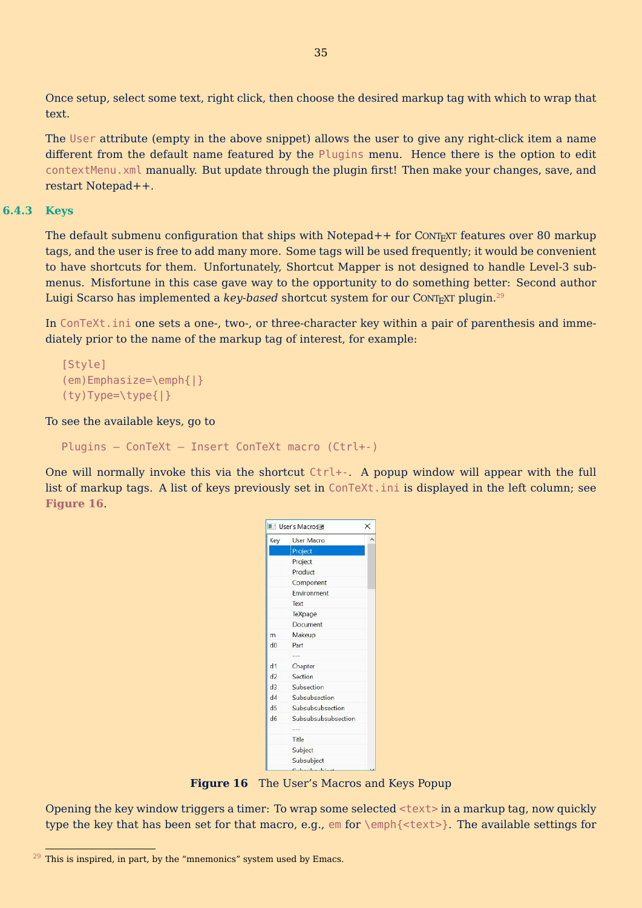Once setup, select some text, right click, then choose the desired markup tag with which to wrap that text.

The `User` attribute (empty in the above snippet) allows the user to give any right-click item a name different from the default name featured by the `Plugins` menu. Hence there is the option to edit `contextMenu.xml` manually. But update through the plugin first! Then make your changes, save, and restart Notepad++.

### 6.4.3 Keys

The default submenu configuration that ships with Notepad++ for ConTeXt features over 80 markup tags, and the user is free to add many more. Some tags will be used frequently; it would be convenient to have shortcuts for them. Unfortunately, Shortcut Mapper is not designed to handle Level-3 submenus. Misfortune in this case gave way to the opportunity to do something better: Second author Luigi Scarso has implemented a *key-based* shortcut system for our ConTeXt plugin.[29]

In `ConTeXt.ini` one sets a one-, two-, or three-character key within a pair of parenthesis and immediately prior to the name of the markup tag of interest, for example:

```
[Style]
(em)Emphasize=\emph{|}
(ty)Type=\type{|}
```

To see the available keys, go to

```
Plugins – ConTeXt – Insert ConTeXt macro (Ctrl+-)
```

One will normally invoke this via the shortcut `Ctrl+-`. A popup window will appear with the full list of markup tags. A list of keys previously set in `ConTeXt.ini` is displayed in the left column; see **Figure 16**.

| Key | User Macro |
|---|---|
| | Project |
| | Project |
| | Product |
| | Component |
| | Environment |
| | Text |
| | TeXpage |
| | Document |
| m | Makeup |
| d0 | Part |
| | --- |
| d1 | Chapter |
| d2 | Section |
| d3 | Subsection |
| d4 | Subsubsection |
| d5 | Subsubsubsection |
| d6 | Subsubsubsubsection |
| | --- |
| | Title |
| | Subject |
| | Subsubject |

**Figure 16** The User's Macros and Keys Popup

Opening the key window triggers a timer: To wrap some selected `<text>` in a markup tag, now quickly type the key that has been set for that macro, e.g., `em` for `\emph{<text>}`. The available settings for

[29] This is inspired, in part, by the "mnemonics" system used by Emacs.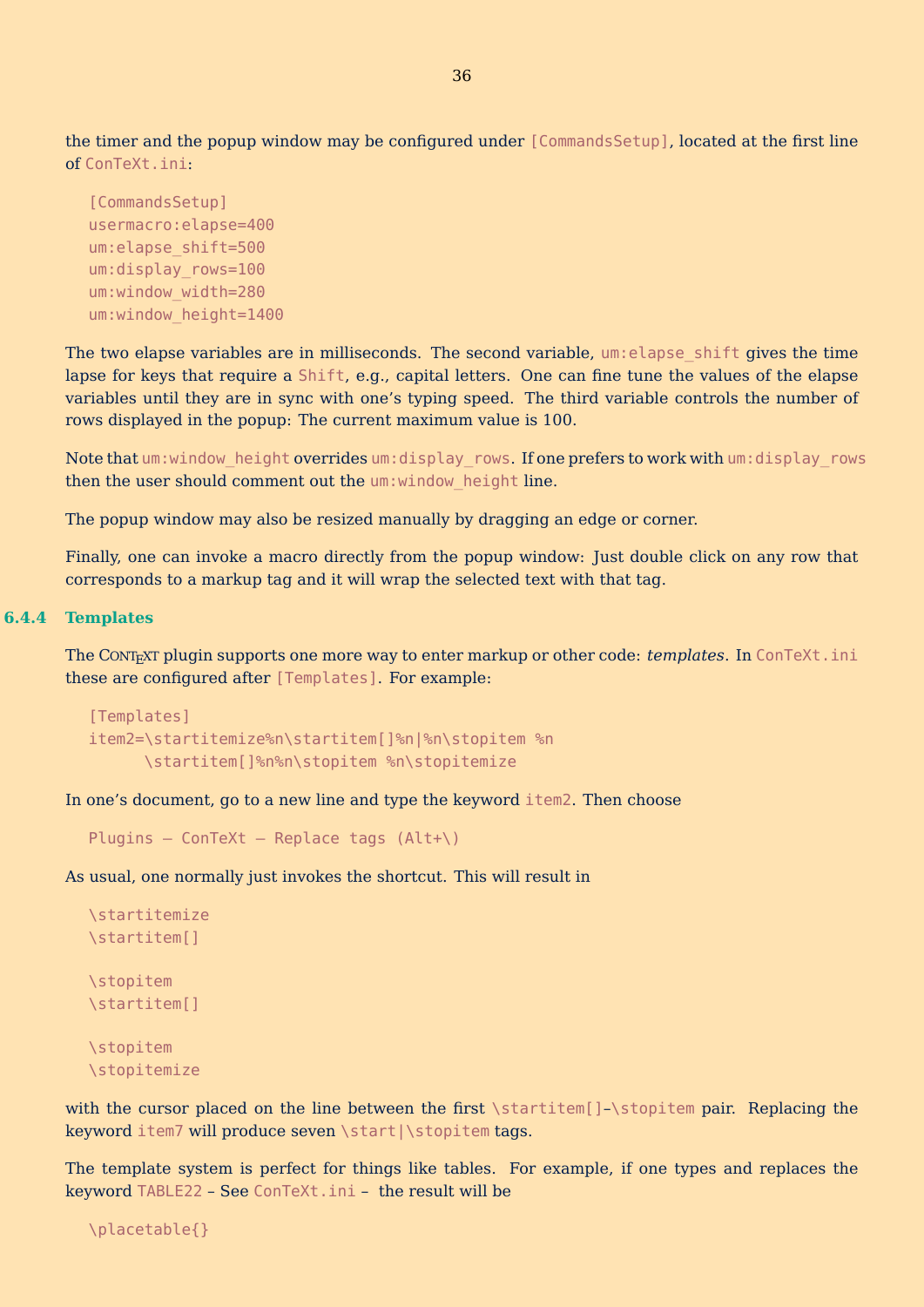the timer and the popup window may be configured under `[CommandsSetup]`, located at the first line of `ConTeXt.ini`:

```
[CommandsSetup]
usermacro:elapse=400
um:elapse_shift=500
um:display_rows=100
um:window_width=280
um:window_height=1400
```

The two elapse variables are in milliseconds. The second variable, `um:elapse_shift` gives the time lapse for keys that require a `Shift`, e.g., capital letters. One can fine tune the values of the elapse variables until they are in sync with one's typing speed. The third variable controls the number of rows displayed in the popup: The current maximum value is 100.

Note that `um:window_height` overrides `um:display_rows`. If one prefers to work with `um:display_rows` then the user should comment out the `um:window_height` line.

The popup window may also be resized manually by dragging an edge or corner.

Finally, one can invoke a macro directly from the popup window: Just double click on any row that corresponds to a markup tag and it will wrap the selected text with that tag.

### 6.4.4 Templates

The ConTeXt plugin supports one more way to enter markup or other code: *templates*. In `ConTeXt.ini` these are configured after `[Templates]`. For example:

```
[Templates]
item2=\startitemize%n\startitem[]%n|%n\stopitem %n
      \startitem[]%n%n\stopitem %n\stopitemize
```

In one's document, go to a new line and type the keyword `item2`. Then choose

```
Plugins – ConTeXt – Replace tags (Alt+\)
```

As usual, one normally just invokes the shortcut. This will result in

```
\startitemize
\startitem[]

\stopitem
\startitem[]

\stopitem
\stopitemize
```

with the cursor placed on the line between the first `\startitem[]`–`\stopitem` pair. Replacing the keyword `item7` will produce seven `\start|\stopitem` tags.

The template system is perfect for things like tables. For example, if one types and replaces the keyword `TABLE22` – See `ConTeXt.ini` – the result will be

```
\placetable{}
```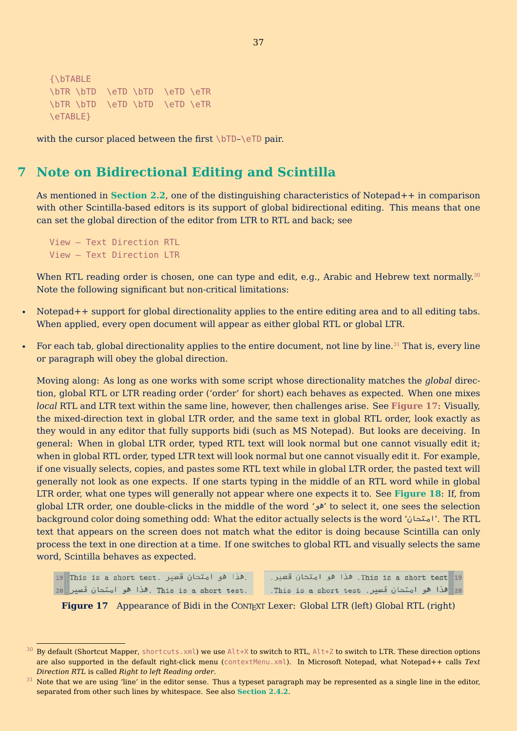```
{\bTABLE
\bTR \bTD  \eTD \bTD  \eTD \eTR
\bTR \bTD  \eTD \bTD  \eTD \eTR
\eTABLE}
```

with the cursor placed between the first `\bTD`–`\eTD` pair.

# 7 Note on Bidirectional Editing and Scintilla

As mentioned in **Section 2.2**, one of the distinguishing characteristics of Notepad++ in comparison with other Scintilla-based editors is its support of global bidirectional editing. This means that one can set the global direction of the editor from LTR to RTL and back; see

```
View — Text Direction RTL
View — Text Direction LTR
```

When RTL reading order is chosen, one can type and edit, e.g., Arabic and Hebrew text normally.[30] Note the following significant but non-critical limitations:

- Notepad++ support for global directionality applies to the entire editing area and to all editing tabs. When applied, every open document will appear as either global RTL or global LTR.
- For each tab, global directionality applies to the entire document, not line by line.[31] That is, every line or paragraph will obey the global direction.

Moving along: As long as one works with some script whose directionality matches the *global* direction, global RTL or LTR reading order ('order' for short) each behaves as expected. When one mixes *local* RTL and LTR text within the same line, however, then challenges arise. See **Figure 17**: Visually, the mixed-direction text in global LTR order, and the same text in global RTL order, look exactly as they would in any editor that fully supports bidi (such as MS Notepad). But looks are deceiving. In general: When in global LTR order, typed RTL text will look normal but one cannot visually edit it; when in global RTL order, typed LTR text will look normal but one cannot visually edit it. For example, if one visually selects, copies, and pastes some RTL text while in global LTR order, the pasted text will generally not look as one expects. If one starts typing in the middle of an RTL word while in global LTR order, what one types will generally not appear where one expects it to. See **Figure 18**: If, from global LTR order, one double-clicks in the middle of the word 'هو' to select it, one sees the selection background color doing something odd: What the editor actually selects is the word 'امتحان'. The RTL text that appears on the screen does not match what the editor is doing because Scintilla can only process the text in one direction at a time. If one switches to global RTL and visually selects the same word, Scintilla behaves as expected.

```
19 This is a short test. هذا هو امتحان قصير.        .هذا هو امتحان قصير .This is a short test 19
20 هذا هو امتحان قصير. This is a short test.        .This is a short test .هذا هو امتحان قصير 20
```

**Figure 17** Appearance of Bidi in the ConTeXt Lexer: Global LTR (left) Global RTL (right)

---

[30] By default (Shortcut Mapper, `shortcuts.xml`) we use `Alt+X` to switch to RTL, `Alt+Z` to switch to LTR. These direction options are also supported in the default right-click menu (`contextMenu.xml`). In Microsoft Notepad, what Notepad++ calls *Text Direction RTL* is called *Right to left Reading order*.

[31] Note that we are using 'line' in the editor sense. Thus a typeset paragraph may be represented as a single line in the editor, separated from other such lines by whitespace. See also **Section 2.4.2**.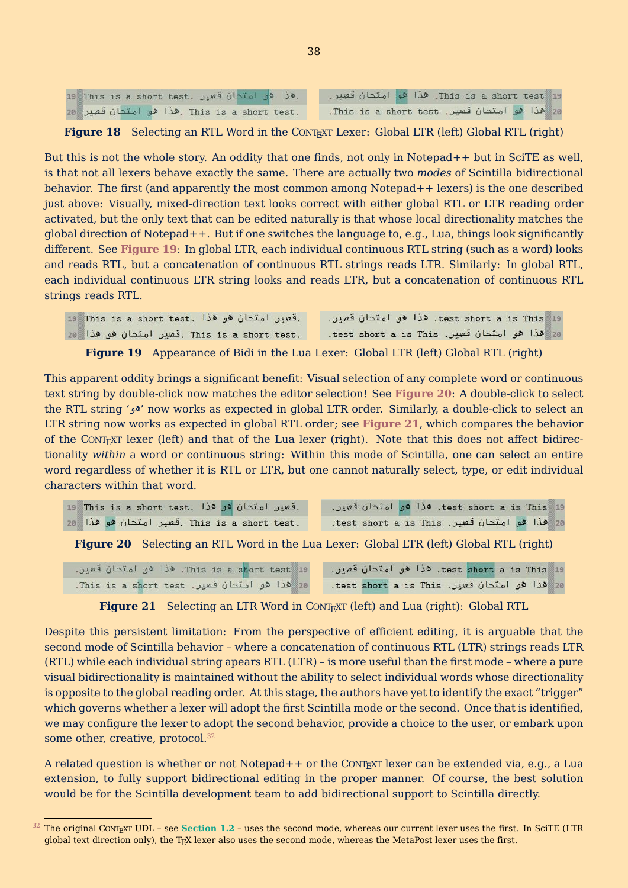**Figure 18** Selecting an RTL Word in the ConTeXt Lexer: Global LTR (left) Global RTL (right)

But this is not the whole story. An oddity that one finds, not only in Notepad++ but in SciTE as well, is that not all lexers behave exactly the same. There are actually two *modes* of Scintilla bidirectional behavior. The first (and apparently the most common among Notepad++ lexers) is the one described just above: Visually, mixed-direction text looks correct with either global RTL or LTR reading order activated, but the only text that can be edited naturally is that whose local directionality matches the global direction of Notepad++. But if one switches the language to, e.g., Lua, things look significantly different. See **Figure 19**: In global LTR, each individual continuous RTL string (such as a word) looks and reads RTL, but a concatenation of continuous RTL strings reads LTR. Similarly: In global RTL, each individual continuous LTR string looks and reads LTR, but a concatenation of continuous RTL strings reads RTL.

**Figure 19** Appearance of Bidi in the Lua Lexer: Global LTR (left) Global RTL (right)

This apparent oddity brings a significant benefit: Visual selection of any complete word or continuous text string by double-click now matches the editor selection! See **Figure 20**: A double-click to select the RTL string 'هو' now works as expected in global LTR order. Similarly, a double-click to select an LTR string now works as expected in global RTL order; see **Figure 21**, which compares the behavior of the ConTeXt lexer (left) and that of the Lua lexer (right). Note that this does not affect bidirectionality *within* a word or continuous string: Within this mode of Scintilla, one can select an entire word regardless of whether it is RTL or LTR, but one cannot naturally select, type, or edit individual characters within that word.

**Figure 20** Selecting an RTL Word in the Lua Lexer: Global LTR (left) Global RTL (right)

**Figure 21** Selecting an LTR Word in ConTeXt (left) and Lua (right): Global RTL

Despite this persistent limitation: From the perspective of efficient editing, it is arguable that the second mode of Scintilla behavior – where a concatenation of continuous RTL (LTR) strings reads LTR (RTL) while each individual string apears RTL (LTR) – is more useful than the first mode – where a pure visual bidirectionality is maintained without the ability to select individual words whose directionality is opposite to the global reading order. At this stage, the authors have yet to identify the exact "trigger" which governs whether a lexer will adopt the first Scintilla mode or the second. Once that is identified, we may configure the lexer to adopt the second behavior, provide a choice to the user, or embark upon some other, creative, protocol.[32]

A related question is whether or not Notepad++ or the ConTeXt lexer can be extended via, e.g., a Lua extension, to fully support bidirectional editing in the proper manner. Of course, the best solution would be for the Scintilla development team to add bidirectional support to Scintilla directly.

---

[32] The original ConTeXt UDL – see **Section 1.2** – uses the second mode, whereas our current lexer uses the first. In SciTE (LTR global text direction only), the TeX lexer also uses the second mode, whereas the MetaPost lexer uses the first.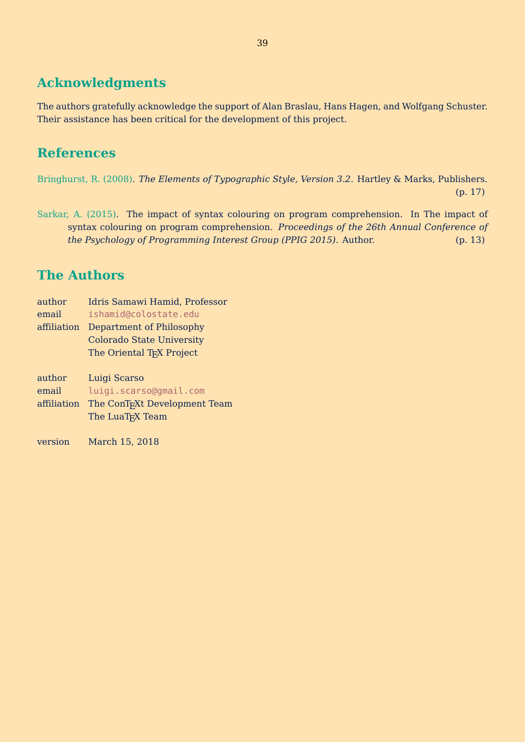## Acknowledgments

The authors gratefully acknowledge the support of Alan Braslau, Hans Hagen, and Wolfgang Schuster. Their assistance has been critical for the development of this project.

## References

Bringhurst, R. (2008). *The Elements of Typographic Style, Version 3.2*. Hartley & Marks, Publishers. (p. 17)

Sarkar, A. (2015). The impact of syntax colouring on program comprehension. In The impact of syntax colouring on program comprehension. *Proceedings of the 26th Annual Conference of the Psychology of Programming Interest Group (PPIG 2015)*. Author. (p. 13)

## The Authors

| | |
|---|---|
| author | Idris Samawi Hamid, Professor |
| email | ishamid@colostate.edu |
| affiliation | Department of Philosophy |
| | Colorado State University |
| | The Oriental TEX Project |

| | |
|---|---|
| author | Luigi Scarso |
| email | luigi.scarso@gmail.com |
| affiliation | The ConTEXt Development Team |
| | The LuaTEX Team |

version March 15, 2018